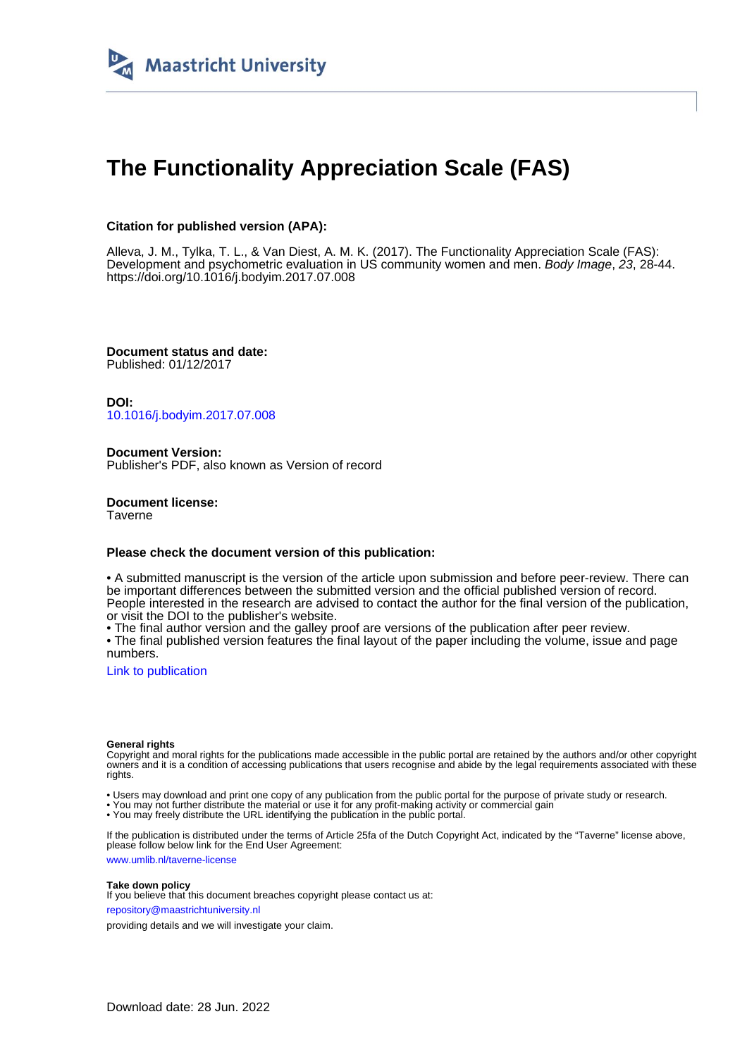Maastricht University

# The Functionality Appreciation Scale (FAS)

**Citation for published version (APA):**

Alleva, J. M., Tylka, T. L., & Van Diest, A. M. K. (2017). The Functionality Appreciation Scale (FAS): Development and psychometric evaluation in US community women and men. *Body Image*, *23*, 28-44. https://doi.org/10.1016/j.bodyim.2017.07.008

**Document status and date:**
Published: 01/12/2017

**DOI:**
10.1016/j.bodyim.2017.07.008

**Document Version:**
Publisher's PDF, also known as Version of record

**Document license:**
Taverne

**Please check the document version of this publication:**

• A submitted manuscript is the version of the article upon submission and before peer-review. There can be important differences between the submitted version and the official published version of record. People interested in the research are advised to contact the author for the final version of the publication, or visit the DOI to the publisher's website.
• The final author version and the galley proof are versions of the publication after peer review.
• The final published version features the final layout of the paper including the volume, issue and page numbers.

Link to publication

**General rights**
Copyright and moral rights for the publications made accessible in the public portal are retained by the authors and/or other copyright owners and it is a condition of accessing publications that users recognise and abide by the legal requirements associated with these rights.

• Users may download and print one copy of any publication from the public portal for the purpose of private study or research.
• You may not further distribute the material or use it for any profit-making activity or commercial gain
• You may freely distribute the URL identifying the publication in the public portal.

If the publication is distributed under the terms of Article 25fa of the Dutch Copyright Act, indicated by the "Taverne" license above, please follow below link for the End User Agreement:

www.umlib.nl/taverne-license

**Take down policy**
If you believe that this document breaches copyright please contact us at:

repository@maastrichtuniversity.nl

providing details and we will investigate your claim.

Download date: 28 Jun. 2022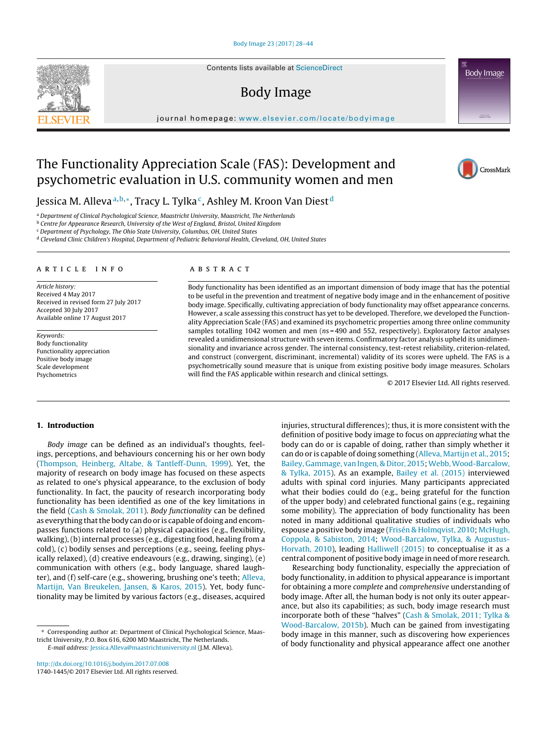# The Functionality Appreciation Scale (FAS): Development and psychometric evaluation in U.S. community women and men

Jessica M. Alleva[a,b,*], Tracy L. Tylka[c], Ashley M. Kroon Van Diest[d]

[a] Department of Clinical Psychological Science, Maastricht University, Maastricht, The Netherlands
[b] Centre for Appearance Research, University of the West of England, Bristol, United Kingdom
[c] Department of Psychology, The Ohio State University, Columbus, OH, United States
[d] Cleveland Clinic Children's Hospital, Department of Pediatric Behavioral Health, Cleveland, OH, United States

## ARTICLE INFO

*Article history:*
Received 4 May 2017
Received in revised form 27 July 2017
Accepted 30 July 2017
Available online 17 August 2017

*Keywords:*
Body functionality
Functionality appreciation
Positive body image
Scale development
Psychometrics

## ABSTRACT

Body functionality has been identified as an important dimension of body image that has the potential to be useful in the prevention and treatment of negative body image and in the enhancement of positive body image. Specifically, cultivating appreciation of body functionality may offset appearance concerns. However, a scale assessing this construct has yet to be developed. Therefore, we developed the Functionality Appreciation Scale (FAS) and examined its psychometric properties among three online community samples totalling 1042 women and men (*ns* = 490 and 552, respectively). Exploratory factor analyses revealed a unidimensional structure with seven items. Confirmatory factor analysis upheld its unidimensionality and invariance across gender. The internal consistency, test-retest reliability, criterion-related, and construct (convergent, discriminant, incremental) validity of its scores were upheld. The FAS is a psychometrically sound measure that is unique from existing positive body image measures. Scholars will find the FAS applicable within research and clinical settings.

© 2017 Elsevier Ltd. All rights reserved.

## 1. Introduction

*Body image* can be defined as an individual's thoughts, feelings, perceptions, and behaviours concerning his or her own body (Thompson, Heinberg, Altabe, & Tantleff-Dunn, 1999). Yet, the majority of research on body image has focused on these aspects as related to one's physical appearance, to the exclusion of body functionality. In fact, the paucity of research incorporating body functionality has been identified as one of the key limitations in the field (Cash & Smolak, 2011). *Body functionality* can be defined as everything that the body can do or is capable of doing and encompasses functions related to (a) physical capacities (e.g., flexibility, walking), (b) internal processes (e.g., digesting food, healing from a cold), (c) bodily senses and perceptions (e.g., seeing, feeling physically relaxed), (d) creative endeavours (e.g., drawing, singing), (e) communication with others (e.g., body language, shared laughter), and (f) self-care (e.g., showering, brushing one's teeth; Alleva, Martijn, Van Breukelen, Jansen, & Karos, 2015). Yet, body functionality may be limited by various factors (e.g., diseases, acquired injuries, structural differences); thus, it is more consistent with the definition of positive body image to focus on *appreciating* what the body can do or is capable of doing, rather than simply whether it can do or is capable of doing something (Alleva, Martijn et al., 2015; Bailey, Gammage, van Ingen, & Ditor, 2015; Webb, Wood-Barcalow, & Tylka, 2015). As an example, Bailey et al. (2015) interviewed adults with spinal cord injuries. Many participants appreciated what their bodies could do (e.g., being grateful for the function of the upper body) and celebrated functional gains (e.g., regaining some mobility). The appreciation of body functionality has been noted in many additional qualitative studies of individuals who espouse a positive body image (Frisén & Holmqvist, 2010; McHugh, Coppola, & Sabiston, 2014; Wood-Barcalow, Tylka, & Augustus-Horvath, 2010), leading Halliwell (2015) to conceptualise it as a central component of positive body image in need of more research.

Researching body functionality, especially the appreciation of body functionality, in addition to physical appearance is important for obtaining a more *complete* and *comprehensive* understanding of body image. After all, the human body is not only its outer appearance, but also its capabilities; as such, body image research must incorporate both of these "halves" (Cash & Smolak, 2011; Tylka & Wood-Barcalow, 2015b). Much can be gained from investigating body image in this manner, such as discovering how experiences of body functionality and physical appearance affect one another

* Corresponding author at: Department of Clinical Psychological Science, Maastricht University, P.O. Box 616, 6200 MD Maastricht, The Netherlands.
*E-mail address:* Jessica.Alleva@maastrichtuniversity.nl (J.M. Alleva).

http://dx.doi.org/10.1016/j.bodyim.2017.07.008
1740-1445/© 2017 Elsevier Ltd. All rights reserved.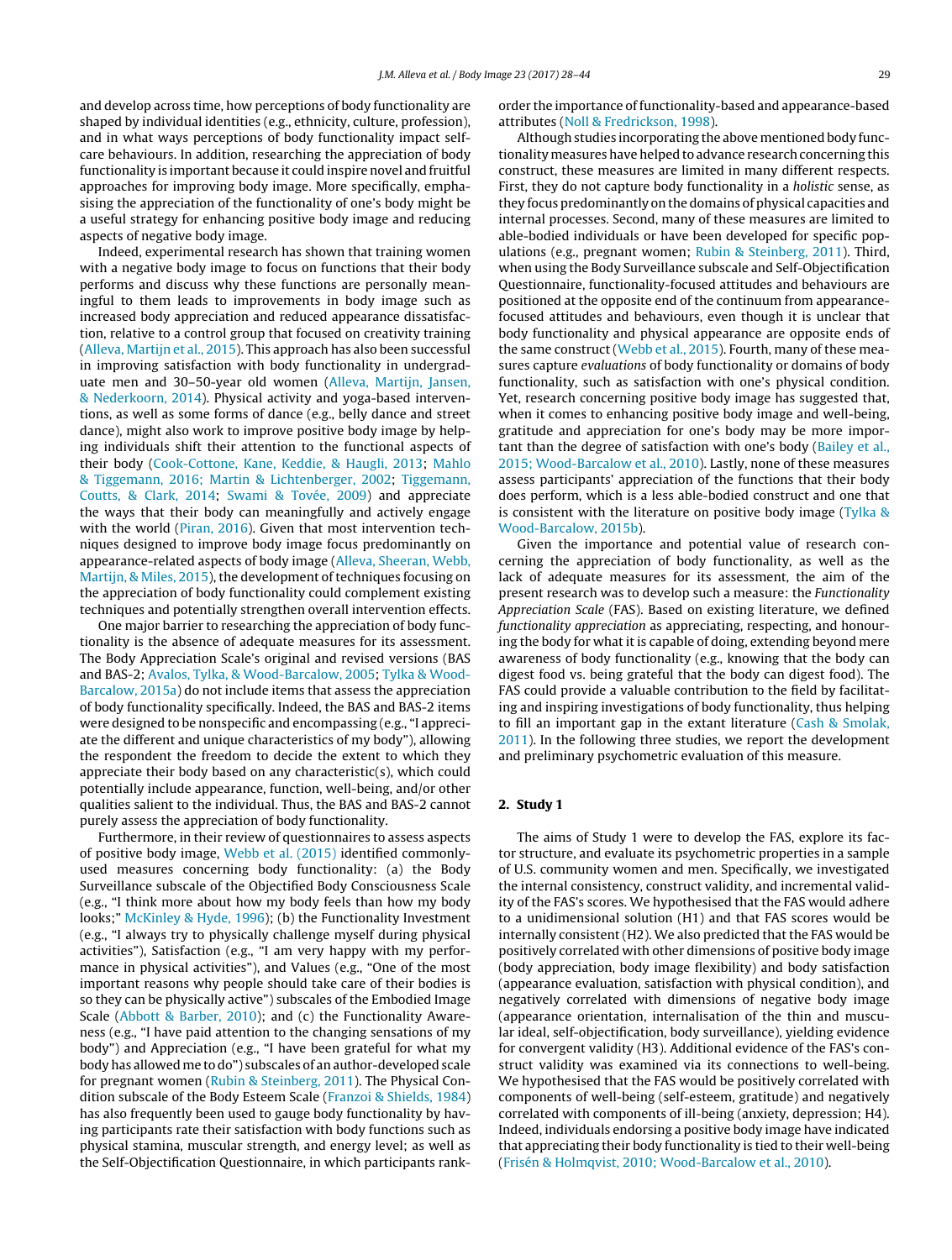and develop across time, how perceptions of body functionality are shaped by individual identities (e.g., ethnicity, culture, profession), and in what ways perceptions of body functionality impact self-care behaviours. In addition, researching the appreciation of body functionality is important because it could inspire novel and fruitful approaches for improving body image. More specifically, emphasising the appreciation of the functionality of one's body might be a useful strategy for enhancing positive body image and reducing aspects of negative body image.

Indeed, experimental research has shown that training women with a negative body image to focus on functions that their body performs and discuss why these functions are personally meaningful to them leads to improvements in body image such as increased body appreciation and reduced appearance dissatisfaction, relative to a control group that focused on creativity training (Alleva, Martijn et al., 2015). This approach has also been successful in improving satisfaction with body functionality in undergraduate men and 30–50-year old women (Alleva, Martijn, Jansen, & Nederkoorn, 2014). Physical activity and yoga-based interventions, as well as some forms of dance (e.g., belly dance and street dance), might also work to improve positive body image by helping individuals shift their attention to the functional aspects of their body (Cook-Cottone, Kane, Keddie, & Haugli, 2013; Mahlo & Tiggemann, 2016; Martin & Lichtenberger, 2002; Tiggemann, Coutts, & Clark, 2014; Swami & Tovée, 2009) and appreciate the ways that their body can meaningfully and actively engage with the world (Piran, 2016). Given that most intervention techniques designed to improve body image focus predominantly on appearance-related aspects of body image (Alleva, Sheeran, Webb, Martijn, & Miles, 2015), the development of techniques focusing on the appreciation of body functionality could complement existing techniques and potentially strengthen overall intervention effects.

One major barrier to researching the appreciation of body functionality is the absence of adequate measures for its assessment. The Body Appreciation Scale's original and revised versions (BAS and BAS-2; Avalos, Tylka, & Wood-Barcalow, 2005; Tylka & Wood-Barcalow, 2015a) do not include items that assess the appreciation of body functionality specifically. Indeed, the BAS and BAS-2 items were designed to be nonspecific and encompassing (e.g., "I appreciate the different and unique characteristics of my body"), allowing the respondent the freedom to decide the extent to which they appreciate their body based on any characteristic(s), which could potentially include appearance, function, well-being, and/or other qualities salient to the individual. Thus, the BAS and BAS-2 cannot purely assess the appreciation of body functionality.

Furthermore, in their review of questionnaires to assess aspects of positive body image, Webb et al. (2015) identified commonly-used measures concerning body functionality: (a) the Body Surveillance subscale of the Objectified Body Consciousness Scale (e.g., "I think more about how my body feels than how my body looks;" McKinley & Hyde, 1996); (b) the Functionality Investment (e.g., "I always try to physically challenge myself during physical activities"), Satisfaction (e.g., "I am very happy with my performance in physical activities"), and Values (e.g., "One of the most important reasons why people should take care of their bodies is so they can be physically active") subscales of the Embodied Image Scale (Abbott & Barber, 2010); and (c) the Functionality Awareness (e.g., "I have paid attention to the changing sensations of my body") and Appreciation (e.g., "I have been grateful for what my body has allowed me to do") subscales of an author-developed scale for pregnant women (Rubin & Steinberg, 2011). The Physical Condition subscale of the Body Esteem Scale (Franzoi & Shields, 1984) has also frequently been used to gauge body functionality by having participants rate their satisfaction with body functions such as physical stamina, muscular strength, and energy level; as well as the Self-Objectification Questionnaire, in which participants rank-order the importance of functionality-based and appearance-based attributes (Noll & Fredrickson, 1998).

Although studies incorporating the above mentioned body functionality measures have helped to advance research concerning this construct, these measures are limited in many different respects. First, they do not capture body functionality in a *holistic* sense, as they focus predominantly on the domains of physical capacities and internal processes. Second, many of these measures are limited to able-bodied individuals or have been developed for specific populations (e.g., pregnant women; Rubin & Steinberg, 2011). Third, when using the Body Surveillance subscale and Self-Objectification Questionnaire, functionality-focused attitudes and behaviours are positioned at the opposite end of the continuum from appearance-focused attitudes and behaviours, even though it is unclear that body functionality and physical appearance are opposite ends of the same construct (Webb et al., 2015). Fourth, many of these measures capture *evaluations* of body functionality or domains of body functionality, such as satisfaction with one's physical condition. Yet, research concerning positive body image has suggested that, when it comes to enhancing positive body image and well-being, gratitude and appreciation for one's body may be more important than the degree of satisfaction with one's body (Bailey et al., 2015; Wood-Barcalow et al., 2010). Lastly, none of these measures assess participants' appreciation of the functions that their body does perform, which is a less able-bodied construct and one that is consistent with the literature on positive body image (Tylka & Wood-Barcalow, 2015b).

Given the importance and potential value of research concerning the appreciation of body functionality, as well as the lack of adequate measures for its assessment, the aim of the present research was to develop such a measure: the *Functionality Appreciation Scale* (FAS). Based on existing literature, we defined *functionality appreciation* as appreciating, respecting, and honouring the body for what it is capable of doing, extending beyond mere awareness of body functionality (e.g., knowing that the body can digest food vs. being grateful that the body can digest food). The FAS could provide a valuable contribution to the field by facilitating and inspiring investigations of body functionality, thus helping to fill an important gap in the extant literature (Cash & Smolak, 2011). In the following three studies, we report the development and preliminary psychometric evaluation of this measure.

## 2. Study 1

The aims of Study 1 were to develop the FAS, explore its factor structure, and evaluate its psychometric properties in a sample of U.S. community women and men. Specifically, we investigated the internal consistency, construct validity, and incremental validity of the FAS's scores. We hypothesised that the FAS would adhere to a unidimensional solution (H1) and that FAS scores would be internally consistent (H2). We also predicted that the FAS would be positively correlated with other dimensions of positive body image (body appreciation, body image flexibility) and body satisfaction (appearance evaluation, satisfaction with physical condition), and negatively correlated with dimensions of negative body image (appearance orientation, internalisation of the thin and muscular ideal, self-objectification, body surveillance), yielding evidence for convergent validity (H3). Additional evidence of the FAS's construct validity was examined via its connections to well-being. We hypothesised that the FAS would be positively correlated with components of well-being (self-esteem, gratitude) and negatively correlated with components of ill-being (anxiety, depression; H4). Indeed, individuals endorsing a positive body image have indicated that appreciating their body functionality is tied to their well-being (Frisén & Holmqvist, 2010; Wood-Barcalow et al., 2010).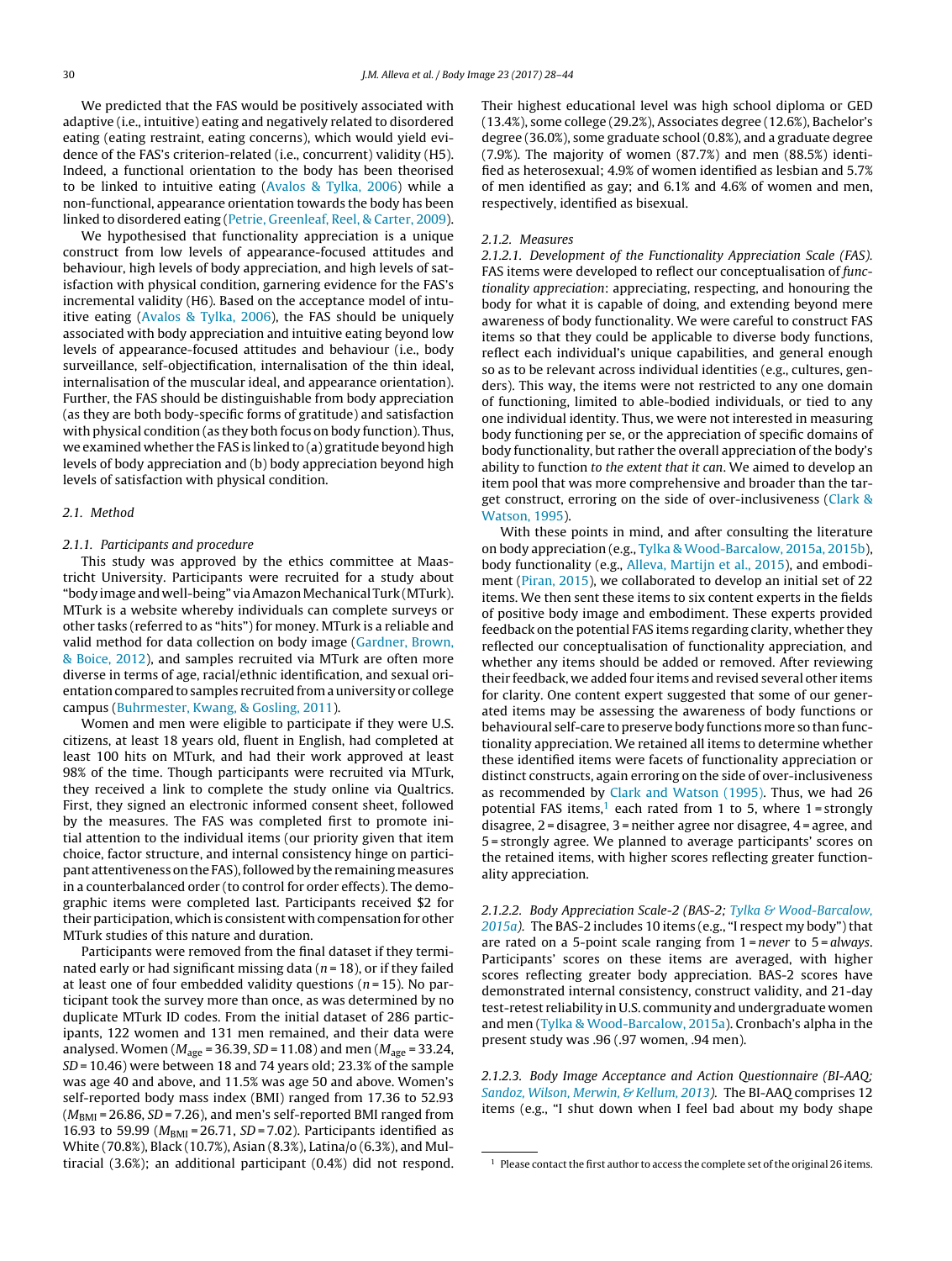We predicted that the FAS would be positively associated with adaptive (i.e., intuitive) eating and negatively related to disordered eating (eating restraint, eating concerns), which would yield evidence of the FAS's criterion-related (i.e., concurrent) validity (H5). Indeed, a functional orientation to the body has been theorised to be linked to intuitive eating (Avalos & Tylka, 2006) while a non-functional, appearance orientation towards the body has been linked to disordered eating (Petrie, Greenleaf, Reel, & Carter, 2009).

We hypothesised that functionality appreciation is a unique construct from low levels of appearance-focused attitudes and behaviour, high levels of body appreciation, and high levels of satisfaction with physical condition, garnering evidence for the FAS's incremental validity (H6). Based on the acceptance model of intuitive eating (Avalos & Tylka, 2006), the FAS should be uniquely associated with body appreciation and intuitive eating beyond low levels of appearance-focused attitudes and behaviour (i.e., body surveillance, self-objectification, internalisation of the thin ideal, internalisation of the muscular ideal, and appearance orientation). Further, the FAS should be distinguishable from body appreciation (as they are both body-specific forms of gratitude) and satisfaction with physical condition (as they both focus on body function). Thus, we examined whether the FAS is linked to (a) gratitude beyond high levels of body appreciation and (b) body appreciation beyond high levels of satisfaction with physical condition.

### 2.1. Method

#### 2.1.1. Participants and procedure

This study was approved by the ethics committee at Maastricht University. Participants were recruited for a study about "body image and well-being" via Amazon Mechanical Turk (MTurk). MTurk is a website whereby individuals can complete surveys or other tasks (referred to as "hits") for money. MTurk is a reliable and valid method for data collection on body image (Gardner, Brown, & Boice, 2012), and samples recruited via MTurk are often more diverse in terms of age, racial/ethnic identification, and sexual orientation compared to samples recruited from a university or college campus (Buhrmester, Kwang, & Gosling, 2011).

Women and men were eligible to participate if they were U.S. citizens, at least 18 years old, fluent in English, had completed at least 100 hits on MTurk, and had their work approved at least 98% of the time. Though participants were recruited via MTurk, they received a link to complete the study online via Qualtrics. First, they signed an electronic informed consent sheet, followed by the measures. The FAS was completed first to promote initial attention to the individual items (our priority given that item choice, factor structure, and internal consistency hinge on participant attentiveness on the FAS), followed by the remaining measures in a counterbalanced order (to control for order effects). The demographic items were completed last. Participants received $2 for their participation, which is consistent with compensation for other MTurk studies of this nature and duration.

Participants were removed from the final dataset if they terminated early or had significant missing data ($n = 18$), or if they failed at least one of four embedded validity questions ($n = 15$). No participant took the survey more than once, as was determined by no duplicate MTurk ID codes. From the initial dataset of 286 participants, 122 women and 131 men remained, and their data were analysed. Women ($M_{age} = 36.39$, $SD = 11.08$) and men ($M_{age} = 33.24$, $SD = 10.46$) were between 18 and 74 years old; 23.3% of the sample was age 40 and above, and 11.5% was age 50 and above. Women's self-reported body mass index (BMI) ranged from 17.36 to 52.93 ($M_{BMI} = 26.86$, $SD = 7.26$), and men's self-reported BMI ranged from 16.93 to 59.99 ($M_{BMI} = 26.71$, $SD = 7.02$). Participants identified as White (70.8%), Black (10.7%), Asian (8.3%), Latina/o (6.3%), and Multiracial (3.6%); an additional participant (0.4%) did not respond. Their highest educational level was high school diploma or GED (13.4%), some college (29.2%), Associates degree (12.6%), Bachelor's degree (36.0%), some graduate school (0.8%), and a graduate degree (7.9%). The majority of women (87.7%) and men (88.5%) identified as heterosexual; 4.9% of women identified as lesbian and 5.7% of men identified as gay; and 6.1% and 4.6% of women and men, respectively, identified as bisexual.

#### 2.1.2. Measures

##### 2.1.2.1. Development of the Functionality Appreciation Scale (FAS).

FAS items were developed to reflect our conceptualisation of *functionality appreciation*: appreciating, respecting, and honouring the body for what it is capable of doing, and extending beyond mere awareness of body functionality. We were careful to construct FAS items so that they could be applicable to diverse body functions, reflect each individual's unique capabilities, and general enough so as to be relevant across individual identities (e.g., cultures, genders). This way, the items were not restricted to any one domain of functioning, limited to able-bodied individuals, or tied to any one individual identity. Thus, we were not interested in measuring body functioning per se, or the appreciation of specific domains of body functionality, but rather the overall appreciation of the body's ability to function *to the extent that it can*. We aimed to develop an item pool that was more comprehensive and broader than the target construct, erroring on the side of over-inclusiveness (Clark & Watson, 1995).

With these points in mind, and after consulting the literature on body appreciation (e.g., Tylka & Wood-Barcalow, 2015a, 2015b), body functionality (e.g., Alleva, Martijn et al., 2015), and embodiment (Piran, 2015), we collaborated to develop an initial set of 22 items. We then sent these items to six content experts in the fields of positive body image and embodiment. These experts provided feedback on the potential FAS items regarding clarity, whether they reflected our conceptualisation of functionality appreciation, and whether any items should be added or removed. After reviewing their feedback, we added four items and revised several other items for clarity. One content expert suggested that some of our generated items may be assessing the awareness of body functions or behavioural self-care to preserve body functions more so than functionality appreciation. We retained all items to determine whether these identified items were facets of functionality appreciation or distinct constructs, again erroring on the side of over-inclusiveness as recommended by Clark and Watson (1995). Thus, we had 26 potential FAS items,[1] each rated from 1 to 5, where 1 = strongly disagree, 2 = disagree, 3 = neither agree nor disagree, 4 = agree, and 5 = strongly agree. We planned to average participants' scores on the retained items, with higher scores reflecting greater functionality appreciation.

##### 2.1.2.2. Body Appreciation Scale-2 (BAS-2; Tylka & Wood-Barcalow, 2015a).

The BAS-2 includes 10 items (e.g., "I respect my body") that are rated on a 5-point scale ranging from 1 = *never* to 5 = *always*. Participants' scores on these items are averaged, with higher scores reflecting greater body appreciation. BAS-2 scores have demonstrated internal consistency, construct validity, and 21-day test-retest reliability in U.S. community and undergraduate women and men (Tylka & Wood-Barcalow, 2015a). Cronbach's alpha in the present study was .96 (.97 women, .94 men).

##### 2.1.2.3. Body Image Acceptance and Action Questionnaire (BI-AAQ; Sandoz, Wilson, Merwin, & Kellum, 2013).

The BI-AAQ comprises 12 items (e.g., "I shut down when I feel bad about my body shape

[1] Please contact the first author to access the complete set of the original 26 items.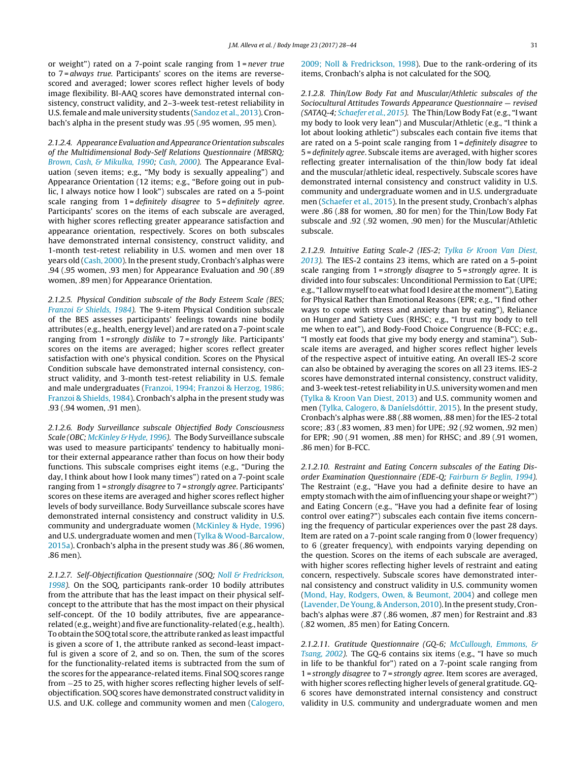or weight") rated on a 7-point scale ranging from 1 = *never true* to 7 = *always true*. Participants' scores on the items are reverse-scored and averaged; lower scores reflect higher levels of body image flexibility. BI-AAQ scores have demonstrated internal consistency, construct validity, and 2–3-week test-retest reliability in U.S. female and male university students (Sandoz et al., 2013). Cronbach's alpha in the present study was .95 (.95 women, .95 men).

#### 2.1.2.4. Appearance Evaluation and Appearance Orientation subscales of the Multidimensional Body-Self Relations Questionnaire (MBSRQ; Brown, Cash, & Mikulka, 1990; Cash, 2000).

The Appearance Evaluation (seven items; e.g., "My body is sexually appealing") and Appearance Orientation (12 items; e.g., "Before going out in public, I always notice how I look") subscales are rated on a 5-point scale ranging from 1 = *definitely disagree* to 5 = *definitely agree*. Participants' scores on the items of each subscale are averaged, with higher scores reflecting greater appearance satisfaction and appearance orientation, respectively. Scores on both subscales have demonstrated internal consistency, construct validity, and 1-month test-retest reliability in U.S. women and men over 18 years old (Cash, 2000). In the present study, Cronbach's alphas were .94 (.95 women, .93 men) for Appearance Evaluation and .90 (.89 women, .89 men) for Appearance Orientation.

#### 2.1.2.5. Physical Condition subscale of the Body Esteem Scale (BES; Franzoi & Shields, 1984).

The 9-item Physical Condition subscale of the BES assesses participants' feelings towards nine bodily attributes (e.g., health, energy level) and are rated on a 7-point scale ranging from 1 = *strongly dislike* to 7 = *strongly like*. Participants' scores on the items are averaged; higher scores reflect greater satisfaction with one's physical condition. Scores on the Physical Condition subscale have demonstrated internal consistency, construct validity, and 3-month test-retest reliability in U.S. female and male undergraduates (Franzoi, 1994; Franzoi & Herzog, 1986; Franzoi & Shields, 1984). Cronbach's alpha in the present study was .93 (.94 women, .91 men).

#### 2.1.2.6. Body Surveillance subscale Objectified Body Consciousness Scale (OBC; McKinley & Hyde, 1996).

The Body Surveillance subscale was used to measure participants' tendency to habitually monitor their external appearance rather than focus on how their body functions. This subscale comprises eight items (e.g., "During the day, I think about how I look many times") rated on a 7-point scale ranging from 1 = *strongly disagree* to 7 = *strongly agree*. Participants' scores on these items are averaged and higher scores reflect higher levels of body surveillance. Body Surveillance subscale scores have demonstrated internal consistency and construct validity in U.S. community and undergraduate women (McKinley & Hyde, 1996) and U.S. undergraduate women and men (Tylka & Wood-Barcalow, 2015a). Cronbach's alpha in the present study was .86 (.86 women, .86 men).

#### 2.1.2.7. Self-Objectification Questionnaire (SOQ; Noll & Fredrickson, 1998).

On the SOQ, participants rank-order 10 bodily attributes from the attribute that has the least impact on their physical self-concept to the attribute that has the most impact on their physical self-concept. Of the 10 bodily attributes, five are appearance-related (e.g., weight) and five are functionality-related (e.g., health). To obtain the SOQ total score, the attribute ranked as least impactful is given a score of 1, the attribute ranked as second-least impactful is given a score of 2, and so on. Then, the sum of the scores for the functionality-related items is subtracted from the sum of the scores for the appearance-related items. Final SOQ scores range from −25 to 25, with higher scores reflecting higher levels of self-objectification. SOQ scores have demonstrated construct validity in U.S. and U.K. college and community women and men (Calogero, 2009; Noll & Fredrickson, 1998). Due to the rank-ordering of its items, Cronbach's alpha is not calculated for the SOQ.

#### 2.1.2.8. Thin/Low Body Fat and Muscular/Athletic subscales of the Sociocultural Attitudes Towards Appearance Questionnaire — revised (SATAQ-4; Schaefer et al., 2015).

The Thin/Low Body Fat (e.g., "I want my body to look very lean") and Muscular/Athletic (e.g., "I think a lot about looking athletic") subscales each contain five items that are rated on a 5-point scale ranging from 1 = *definitely disagree* to 5 = *definitely agree*. Subscale items are averaged, with higher scores reflecting greater internalisation of the thin/low body fat ideal and the muscular/athletic ideal, respectively. Subscale scores have demonstrated internal consistency and construct validity in U.S. community and undergraduate women and in U.S. undergraduate men (Schaefer et al., 2015). In the present study, Cronbach's alphas were .86 (.88 for women, .80 for men) for the Thin/Low Body Fat subscale and .92 (.92 women, .90 men) for the Muscular/Athletic subscale.

#### 2.1.2.9. Intuitive Eating Scale-2 (IES-2; Tylka & Kroon Van Diest, 2013).

The IES-2 contains 23 items, which are rated on a 5-point scale ranging from 1 = *strongly disagree* to 5 = *strongly agree*. It is divided into four subscales: Unconditional Permission to Eat (UPE; e.g., "I allow myself to eat what food I desire at the moment"), Eating for Physical Rather than Emotional Reasons (EPR; e.g., "I find other ways to cope with stress and anxiety than by eating"), Reliance on Hunger and Satiety Cues (RHSC; e.g., "I trust my body to tell me when to eat"), and Body-Food Choice Congruence (B-FCC; e.g., "I mostly eat foods that give my body energy and stamina"). Subscale items are averaged, and higher scores reflect higher levels of the respective aspect of intuitive eating. An overall IES-2 score can also be obtained by averaging the scores on all 23 items. IES-2 scores have demonstrated internal consistency, construct validity, and 3-week test-retest reliability in U.S. university women and men (Tylka & Kroon Van Diest, 2013) and U.S. community women and men (Tylka, Calogero, & Daníelsdóttir, 2015). In the present study, Cronbach's alphas were .88 (.88 women, .88 men) for the IES-2 total score; .83 (.83 women, .83 men) for UPE; .92 (.92 women, .92 men) for EPR; .90 (.91 women, .88 men) for RHSC; and .89 (.91 women, .86 men) for B-FCC.

#### 2.1.2.10. Restraint and Eating Concern subscales of the Eating Disorder Examination Questionnaire (EDE-Q; Fairburn & Beglin, 1994).

The Restraint (e.g., "Have you had a definite desire to have an empty stomach with the aim of influencing your shape or weight?") and Eating Concern (e.g., "Have you had a definite fear of losing control over eating?") subscales each contain five items concerning the frequency of particular experiences over the past 28 days. Item are rated on a 7-point scale ranging from 0 (lower frequency) to 6 (greater frequency), with endpoints varying depending on the question. Scores on the items of each subscale are averaged, with higher scores reflecting higher levels of restraint and eating concern, respectively. Subscale scores have demonstrated internal consistency and construct validity in U.S. community women (Mond, Hay, Rodgers, Owen, & Beumont, 2004) and college men (Lavender, De Young, & Anderson, 2010). In the present study, Cronbach's alphas were .87 (.86 women, .87 men) for Restraint and .83 (.82 women, .85 men) for Eating Concern.

#### 2.1.2.11. Gratitude Questionnaire (GQ-6; McCullough, Emmons, & Tsang, 2002).

The GQ-6 contains six items (e.g., "I have so much in life to be thankful for") rated on a 7-point scale ranging from 1 = *strongly disagree* to 7 = *strongly agree*. Item scores are averaged, with higher scores reflecting higher levels of general gratitude. GQ-6 scores have demonstrated internal consistency and construct validity in U.S. community and undergraduate women and men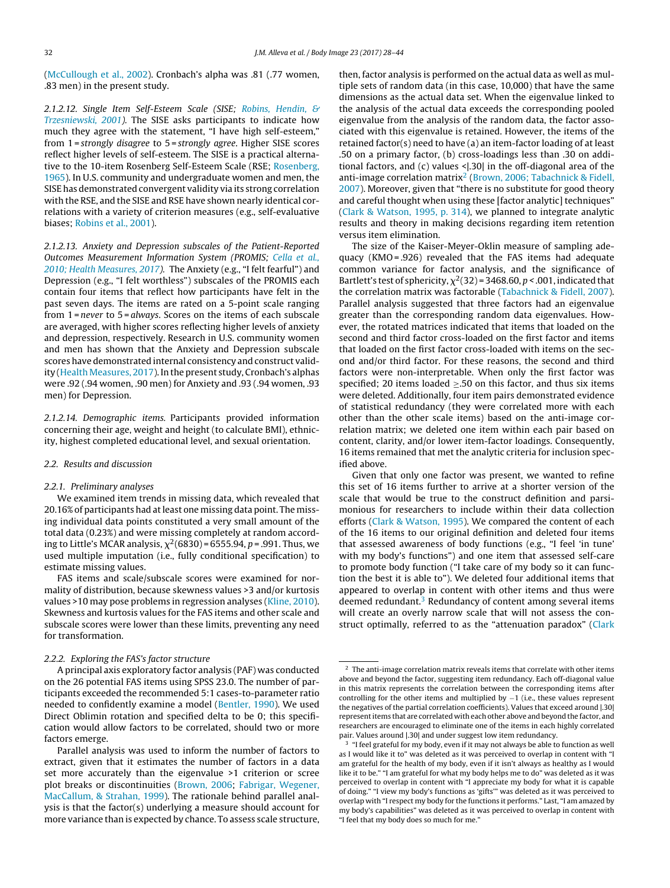(McCullough et al., 2002). Cronbach's alpha was .81 (.77 women, .83 men) in the present study.

*2.1.2.12. Single Item Self-Esteem Scale (SISE; Robins, Hendin, & Trzesniewski, 2001).* The SISE asks participants to indicate how much they agree with the statement, "I have high self-esteem," from 1 = *strongly disagree* to 5 = *strongly agree*. Higher SISE scores reflect higher levels of self-esteem. The SISE is a practical alternative to the 10-item Rosenberg Self-Esteem Scale (RSE; Rosenberg, 1965). In U.S. community and undergraduate women and men, the SISE has demonstrated convergent validity via its strong correlation with the RSE, and the SISE and RSE have shown nearly identical correlations with a variety of criterion measures (e.g., self-evaluative biases; Robins et al., 2001).

*2.1.2.13. Anxiety and Depression subscales of the Patient-Reported Outcomes Measurement Information System (PROMIS; Cella et al., 2010; Health Measures, 2017).* The Anxiety (e.g., "I felt fearful") and Depression (e.g., "I felt worthless") subscales of the PROMIS each contain four items that reflect how participants have felt in the past seven days. The items are rated on a 5-point scale ranging from 1 = *never* to 5 = *always*. Scores on the items of each subscale are averaged, with higher scores reflecting higher levels of anxiety and depression, respectively. Research in U.S. community women and men has shown that the Anxiety and Depression subscale scores have demonstrated internal consistency and construct validity (Health Measures, 2017). In the present study, Cronbach's alphas were .92 (.94 women, .90 men) for Anxiety and .93 (.94 women, .93 men) for Depression.

*2.1.2.14. Demographic items.* Participants provided information concerning their age, weight and height (to calculate BMI), ethnicity, highest completed educational level, and sexual orientation.

### 2.2. Results and discussion

#### 2.2.1. Preliminary analyses

We examined item trends in missing data, which revealed that 20.16% of participants had at least one missing data point. The missing individual data points constituted a very small amount of the total data (0.23%) and were missing completely at random according to Little's MCAR analysis, $\chi^2(6830) = 6555.94$, $p = .991$. Thus, we used multiple imputation (i.e., fully conditional specification) to estimate missing values.

FAS items and scale/subscale scores were examined for normality of distribution, because skewness values >3 and/or kurtosis values >10 may pose problems in regression analyses (Kline, 2010). Skewness and kurtosis values for the FAS items and other scale and subscale scores were lower than these limits, preventing any need for transformation.

#### 2.2.2. Exploring the FAS's factor structure

A principal axis exploratory factor analysis (PAF) was conducted on the 26 potential FAS items using SPSS 23.0. The number of participants exceeded the recommended 5:1 cases-to-parameter ratio needed to confidently examine a model (Bentler, 1990). We used Direct Oblimin rotation and specified delta to be 0; this specification would allow factors to be correlated, should two or more factors emerge.

Parallel analysis was used to inform the number of factors to extract, given that it estimates the number of factors in a data set more accurately than the eigenvalue >1 criterion or scree plot breaks or discontinuities (Brown, 2006; Fabrigar, Wegener, MacCallum, & Strahan, 1999). The rationale behind parallel analysis is that the factor(s) underlying a measure should account for more variance than is expected by chance. To assess scale structure, then, factor analysis is performed on the actual data as well as multiple sets of random data (in this case, 10,000) that have the same dimensions as the actual data set. When the eigenvalue linked to the analysis of the actual data exceeds the corresponding pooled eigenvalue from the analysis of the random data, the factor associated with this eigenvalue is retained. However, the items of the retained factor(s) need to have (a) an item-factor loading of at least .50 on a primary factor, (b) cross-loadings less than .30 on additional factors, and (c) values <|.30| in the off-diagonal area of the anti-image correlation matrix[2] (Brown, 2006; Tabachnick & Fidell, 2007). Moreover, given that "there is no substitute for good theory and careful thought when using these [factor analytic] techniques" (Clark & Watson, 1995, p. 314), we planned to integrate analytic results and theory in making decisions regarding item retention versus item elimination.

The size of the Kaiser-Meyer-Oklin measure of sampling adequacy (KMO = .926) revealed that the FAS items had adequate common variance for factor analysis, and the significance of Bartlett's test of sphericity, $\chi^2(32) = 3468.60$, $p < .001$, indicated that the correlation matrix was factorable (Tabachnick & Fidell, 2007). Parallel analysis suggested that three factors had an eigenvalue greater than the corresponding random data eigenvalues. However, the rotated matrices indicated that items that loaded on the second and third factor cross-loaded on the first factor and items that loaded on the first factor cross-loaded with items on the second and/or third factor. For these reasons, the second and third factors were non-interpretable. When only the first factor was specified; 20 items loaded ≥.50 on this factor, and thus six items were deleted. Additionally, four item pairs demonstrated evidence of statistical redundancy (they were correlated more with each other than the other scale items) based on the anti-image correlation matrix; we deleted one item within each pair based on content, clarity, and/or lower item-factor loadings. Consequently, 16 items remained that met the analytic criteria for inclusion specified above.

Given that only one factor was present, we wanted to refine this set of 16 items further to arrive at a shorter version of the scale that would be true to the construct definition and parsimonious for researchers to include within their data collection efforts (Clark & Watson, 1995). We compared the content of each of the 16 items to our original definition and deleted four items that assessed awareness of body functions (e.g., "I feel 'in tune' with my body's functions") and one item that assessed self-care to promote body function ("I take care of my body so it can function the best it is able to"). We deleted four additional items that appeared to overlap in content with other items and thus were deemed redundant.[3] Redundancy of content among several items will create an overly narrow scale that will not assess the construct optimally, referred to as the "attenuation paradox" (Clark

---

[2] The anti-image correlation matrix reveals items that correlate with other items above and beyond the factor, suggesting item redundancy. Each off-diagonal value in this matrix represents the correlation between the corresponding items after controlling for the other items and multiplied by −1 (i.e., these values represent the negatives of the partial correlation coefficients). Values that exceed around |.30| represent items that are correlated with each other above and beyond the factor, and researchers are encouraged to eliminate one of the items in each highly correlated pair. Values around |.30| and under suggest low item redundancy.

[3] "I feel grateful for my body, even if it may not always be able to function as well as I would like it to" was deleted as it was perceived to overlap in content with "I am grateful for the health of my body, even if it isn't always as healthy as I would like it to be." "I am grateful for what my body helps me to do" was deleted as it was perceived to overlap in content with "I appreciate my body for what it is capable of doing." "I view my body's functions as 'gifts'" was deleted as it was perceived to overlap with "I respect my body for the functions it performs." Last, "I am amazed by my body's capabilities" was deleted as it was perceived to overlap in content with "I feel that my body does so much for me."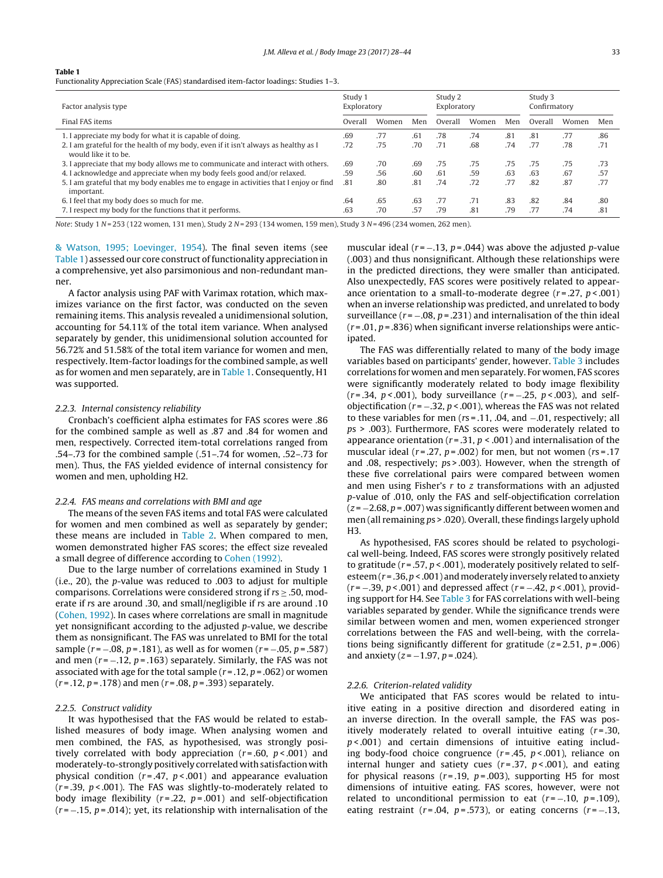**Table 1**
Functionality Appreciation Scale (FAS) standardised item-factor loadings: Studies 1–3.

| Factor analysis type | Study 1 Exploratory | | | Study 2 Exploratory | | | Study 3 Confirmatory | | |
|---|---|---|---|---|---|---|---|---|---|
| Final FAS items | Overall | Women | Men | Overall | Women | Men | Overall | Women | Men |
| 1. I appreciate my body for what it is capable of doing. | .69 | .77 | .61 | .78 | .74 | .81 | .81 | .77 | .86 |
| 2. I am grateful for the health of my body, even if it isn't always as healthy as I would like it to be. | .72 | .75 | .70 | .71 | .68 | .74 | .77 | .78 | .71 |
| 3. I appreciate that my body allows me to communicate and interact with others. | .69 | .70 | .69 | .75 | .75 | .75 | .75 | .75 | .73 |
| 4. I acknowledge and appreciate when my body feels good and/or relaxed. | .59 | .56 | .60 | .61 | .59 | .63 | .63 | .67 | .57 |
| 5. I am grateful that my body enables me to engage in activities that I enjoy or find important. | .81 | .80 | .81 | .74 | .72 | .77 | .82 | .87 | .77 |
| 6. I feel that my body does so much for me. | .64 | .65 | .63 | .77 | .71 | .83 | .82 | .84 | .80 |
| 7. I respect my body for the functions that it performs. | .63 | .70 | .57 | .79 | .81 | .79 | .77 | .74 | .81 |

*Note*: Study 1 $N$ = 253 (122 women, 131 men), Study 2 $N$ = 293 (134 women, 159 men), Study 3 $N$ = 496 (234 women, 262 men).

& Watson, 1995; Loevinger, 1954). The final seven items (see Table 1) assessed our core construct of functionality appreciation in a comprehensive, yet also parsimonious and non-redundant manner.

A factor analysis using PAF with Varimax rotation, which maximizes variance on the first factor, was conducted on the seven remaining items. This analysis revealed a unidimensional solution, accounting for 54.11% of the total item variance. When analysed separately by gender, this unidimensional solution accounted for 56.72% and 51.58% of the total item variance for women and men, respectively. Item-factor loadings for the combined sample, as well as for women and men separately, are in Table 1. Consequently, H1 was supported.

### 2.2.3. Internal consistency reliability

Cronbach's coefficient alpha estimates for FAS scores were .86 for the combined sample as well as .87 and .84 for women and men, respectively. Corrected item-total correlations ranged from .54–.73 for the combined sample (.51–.74 for women, .52–.73 for men). Thus, the FAS yielded evidence of internal consistency for women and men, upholding H2.

### 2.2.4. FAS means and correlations with BMI and age

The means of the seven FAS items and total FAS were calculated for women and men combined as well as separately by gender; these means are included in Table 2. When compared to men, women demonstrated higher FAS scores; the effect size revealed a small degree of difference according to Cohen (1992).

Due to the large number of correlations examined in Study 1 (i.e., 20), the $p$-value was reduced to .003 to adjust for multiple comparisons. Correlations were considered strong if $rs \geq .50$, moderate if $rs$ are around .30, and small/negligible if $rs$ are around .10 (Cohen, 1992). In cases where correlations are small in magnitude yet nonsignificant according to the adjusted $p$-value, we describe them as nonsignificant. The FAS was unrelated to BMI for the total sample ($r = -.08$, $p = .181$), as well as for women ($r = -.05$, $p = .587$) and men ($r = -.12$, $p = .163$) separately. Similarly, the FAS was not associated with age for the total sample ($r = .12$, $p = .062$) or women ($r = .12$, $p = .178$) and men ($r = .08$, $p = .393$) separately.

### 2.2.5. Construct validity

It was hypothesised that the FAS would be related to established measures of body image. When analysing women and men combined, the FAS, as hypothesised, was strongly positively correlated with body appreciation ($r = .60$, $p < .001$) and moderately-to-strongly positively correlated with satisfaction with physical condition ($r = .47$, $p < .001$) and appearance evaluation ($r = .39$, $p < .001$). The FAS was slightly-to-moderately related to body image flexibility ($r = .22$, $p = .001$) and self-objectification ($r = -.15$, $p = .014$); yet, its relationship with internalisation of the muscular ideal ($r = -.13$, $p = .044$) was above the adjusted $p$-value (.003) and thus nonsignificant. Although these relationships were in the predicted directions, they were smaller than anticipated. Also unexpectedly, FAS scores were positively related to appearance orientation to a small-to-moderate degree ($r = .27$, $p < .001$) when an inverse relationship was predicted, and unrelated to body surveillance ($r = -.08$, $p = .231$) and internalisation of the thin ideal ($r = .01$, $p = .836$) when significant inverse relationships were anticipated.

The FAS was differentially related to many of the body image variables based on participants' gender, however. Table 3 includes correlations for women and men separately. For women, FAS scores were significantly moderately related to body image flexibility ($r = .34$, $p < .001$), body surveillance ($r = -.25$, $p < .003$), and self-objectification ($r = -.32$, $p < .001$), whereas the FAS was not related to these variables for men ($rs = .11$, .04, and $-.01$, respectively; all $ps > .003$). Furthermore, FAS scores were moderately related to appearance orientation ($r = .31$, $p < .001$) and internalisation of the muscular ideal ($r = .27$, $p = .002$) for men, but not women ($rs = .17$ and .08, respectively; $ps > .003$). However, when the strength of these five correlational pairs were compared between women and men using Fisher's $r$ to $z$ transformations with an adjusted $p$-value of .010, only the FAS and self-objectification correlation ($z = -2.68$, $p = .007$) was significantly different between women and men (all remaining $ps > .020$). Overall, these findings largely uphold H3.

As hypothesised, FAS scores should be related to psychological well-being. Indeed, FAS scores were strongly positively related to gratitude ($r = .57$, $p < .001$), moderately positively related to self-esteem ($r = .36$, $p < .001$) and moderately inversely related to anxiety ($r = -.39$, $p < .001$) and depressed affect ($r = -.42$, $p < .001$), providing support for H4. See Table 3 for FAS correlations with well-being variables separated by gender. While the significance trends were similar between women and men, women experienced stronger correlations between the FAS and well-being, with the correlations being significantly different for gratitude ($z = 2.51$, $p = .006$) and anxiety ($z = -1.97$, $p = .024$).

### 2.2.6. Criterion-related validity

We anticipated that FAS scores would be related to intuitive eating in a positive direction and disordered eating in an inverse direction. In the overall sample, the FAS was positively moderately related to overall intuitive eating ($r = .30$, $p < .001$) and certain dimensions of intuitive eating including body-food choice congruence ($r = .45$, $p < .001$), reliance on internal hunger and satiety cues ($r = .37$, $p < .001$), and eating for physical reasons ($r = .19$, $p = .003$), supporting H5 for most dimensions of intuitive eating. FAS scores, however, were not related to unconditional permission to eat ($r = -.10$, $p = .109$), eating restraint ($r = .04$, $p = .573$), or eating concerns ($r = -.13$,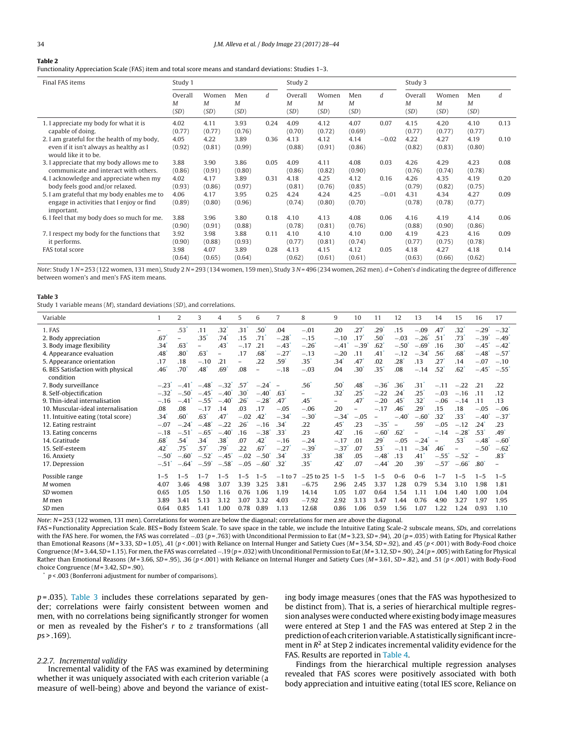**Table 2**
Functionality Appreciation Scale (FAS) item and total score means and standard deviations: Studies 1–3.

| Final FAS items | Study 1 | | | | Study 2 | | | | Study 3 | | | |
|---|---|---|---|---|---|---|---|---|---|---|---|---|
| | Overall *M* (*SD*) | Women *M* (*SD*) | Men *M* (*SD*) | *d* | Overall *M* (*SD*) | Women *M* (*SD*) | Men *M* (*SD*) | *d* | Overall *M* (*SD*) | Women *M* (*SD*) | Men *M* (*SD*) | *d* |
| 1. I appreciate my body for what it is capable of doing. | 4.02 (0.77) | 4.11 (0.77) | 3.93 (0.76) | 0.24 | 4.09 (0.70) | 4.12 (0.72) | 4.07 (0.69) | 0.07 | 4.15 (0.77) | 4.20 (0.77) | 4.10 (0.77) | 0.13 |
| 2. I am grateful for the health of my body, even if it isn't always as healthy as I would like it to be. | 4.05 (0.92) | 4.22 (0.81) | 3.89 (0.99) | 0.36 | 4.13 (0.88) | 4.12 (0.91) | 4.14 (0.86) | −0.02 | 4.22 (0.82) | 4.27 (0.83) | 4.19 (0.80) | 0.10 |
| 3. I appreciate that my body allows me to communicate and interact with others. | 3.88 (0.86) | 3.90 (0.91) | 3.86 (0.80) | 0.05 | 4.09 (0.86) | 4.11 (0.82) | 4.08 (0.90) | 0.03 | 4.26 (0.76) | 4.29 (0.74) | 4.23 (0.78) | 0.08 |
| 4. I acknowledge and appreciate when my body feels good and/or relaxed. | 4.02 (0.93) | 4.17 (0.86) | 3.89 (0.97) | 0.31 | 4.18 (0.81) | 4.25 (0.76) | 4.12 (0.85) | 0.16 | 4.26 (0.79) | 4.35 (0.82) | 4.19 (0.75) | 0.20 |
| 5. I am grateful that my body enables me to engage in activities that I enjoy or find important. | 4.06 (0.89) | 4.17 (0.80) | 3.95 (0.96) | 0.25 | 4.24 (0.74) | 4.24 (0.80) | 4.25 (0.70) | −0.01 | 4.31 (0.78) | 4.34 (0.78) | 4.27 (0.77) | 0.09 |
| 6. I feel that my body does so much for me. | 3.88 (0.90) | 3.96 (0.91) | 3.80 (0.88) | 0.18 | 4.10 (0.78) | 4.13 (0.81) | 4.08 (0.76) | 0.06 | 4.16 (0.88) | 4.19 (0.90) | 4.14 (0.86) | 0.06 |
| 7. I respect my body for the functions that it performs. | 3.92 (0.90) | 3.98 (0.88) | 3.88 (0.93) | 0.11 | 4.10 (0.77) | 4.10 (0.81) | 4.10 (0.74) | 0.00 | 4.19 (0.77) | 4.23 (0.75) | 4.16 (0.78) | 0.09 |
| FAS total score | 3.98 (0.64) | 4.07 (0.65) | 3.89 (0.64) | 0.28 | 4.13 (0.62) | 4.15 (0.61) | 4.12 (0.61) | 0.05 | 4.18 (0.63) | 4.27 (0.66) | 4.18 (0.62) | 0.14 |

*Note*: Study 1 *N* = 253 (122 women, 131 men), Study 2 *N* = 293 (134 women, 159 men), Study 3 *N* = 496 (234 women, 262 men). *d* = Cohen's *d* indicating the degree of difference between women's and men's FAS item means.

**Table 3**
Study 1 variable means (*M*), standard deviations (*SD*), and correlations.

| Variable | 1 | 2 | 3 | 4 | 5 | 6 | 7 | 8 | 9 | 10 | 11 | 12 | 13 | 14 | 15 | 16 | 17 |
|---|---|---|---|---|---|---|---|---|---|---|---|---|---|---|---|---|---|
| 1. FAS | – | .53* | .11 | .32* | .31* | .50* | .04 | −.01 | .20 | .27* | .29* | .15 | −.09 | .47* | .32* | −.29* | −.32* |
| 2. Body appreciation | .67* | – | .35* | .74* | .15 | .71* | −.28* | −.15 | −.10 | .17* | .50* | −.03 | −.26* | .51* | .73* | −.39* | −.49* |
| 3. Body image flexibility | .34* | .63* | – | .43* | −.17 | .21 | −.43* | −.26* | −.41* | −.39* | .62* | −.50* | −.69* | .16 | .30* | −.45* | −.42* |
| 4. Appearance evaluation | .48* | .80* | .63* | – | .17 | .68* | −.27* | −.13 | −.20 | .11 | .41* | −.12 | −.34* | .56* | .68* | −.48* | −.57* |
| 5. Appearance orientation | .17 | .18 | −.10 | .21 | – | .22 | .59* | .35* | .34* | .47* | .02 | .28* | .13 | .27* | .14 | −.07 | −.10 |
| 6. BES Satisfaction with physical condition | .46* | .70* | .48* | .69* | .08 | – | −.18 | −.03 | .04 | .30* | .35* | .08 | −.14 | .52* | .62* | −.45* | −.55* |
| 7. Body surveillance | −.23* | −.41* | −.48* | −.32* | .57* | −.24* | – | .56* | .50* | .48* | −.36* | .36* | .31* | −.11 | −.22 | .21 | .22 |
| 8. Self-objectification | −.32* | −.50* | −.45* | −.40* | .30* | −.40* | .63* | – | .32* | .25* | −.22 | .24* | .25* | −.03 | −.16 | .11 | .12 |
| 9. Thin-ideal internalisation | −.16 | −.41* | −.55* | −.40* | .26* | −.28* | .47* | .45* | – | .47* | −.20 | .45* | .32* | −.06 | −.14 | .11 | .13 |
| 10. Muscular-ideal internalisation | .08 | .08 | −.17 | .14 | .03 | .17 | −.05 | −.06 | .20 | – | −.17 | .46* | .29* | .15 | .18 | −.05 | −.06 |
| 11. Intuitive eating (total score) | .34* | .60* | .63* | .47* | −.02 | .42* | −.34* | −.30* | −.34* | −.05 | – | −.40* | −.60* | .32* | .33* | −.40* | −.37* |
| 12. Eating restraint | −.07 | −.24* | −.48* | −.22 | .26* | −.16 | .34* | .22 | .45* | .23 | −.35* | – | .59* | −.05 | −.12 | .24* | .23 |
| 13. Eating concerns | −.18 | −.51* | −.65* | −.40* | .16 | −.38* | .33* | .23 | .42* | .16 | −.60* | .62* | – | −.14 | −.28* | .53* | .49* |
| 14. Gratitude | .68* | .54* | .34* | .38* | .07 | .42* | −.16 | −.24 | −.17 | .01 | .29* | −.05 | −.24* | – | .53* | −.48* | −.60* |
| 15. Self-esteem | .42* | .75* | .57* | .79* | .22 | .67* | −.27* | −.39* | −.37* | .07 | .53* | −.11 | −.34* | .46* | – | −.50* | −.62* |
| 16. Anxiety | −.50* | −.60* | −.52* | −.45* | −.02 | −.50* | .34* | .33* | .38* | .05 | −.48* | .13 | .41* | −.55* | −.52* | – | .83* |
| 17. Depression | −.51* | −.64* | −.59* | −.58* | −.05 | −.60* | .32* | .35* | .42* | .07 | −.44* | .20 | .39* | −.57* | −.66* | .80* | – |
| Possible range | 1–5 | 1–5 | 1–7 | 1–5 | 1–5 | 1–5 | −1 to 7 | −25 to 25 | 1–5 | 1–5 | 1–5 | 0–6 | 0–6 | 1–7 | 1–5 | 1–5 | 1–5 |
| *M* women | 4.07 | 3.46 | 4.98 | 3.07 | 3.39 | 3.25 | 3.81 | −6.75 | 2.96 | 2.45 | 3.37 | 1.28 | 0.79 | 5.34 | 3.10 | 1.98 | 1.81 |
| *SD* women | 0.65 | 1.05 | 1.50 | 1.16 | 0.76 | 1.06 | 1.19 | 14.14 | 1.05 | 1.07 | 0.64 | 1.54 | 1.11 | 1.04 | 1.40 | 1.00 | 1.04 |
| *M* men | 3.89 | 3.41 | 5.13 | 3.12 | 3.07 | 3.32 | 4.03 | −7.92 | 2.92 | 3.13 | 3.47 | 1.44 | 0.76 | 4.90 | 3.27 | 1.97 | 1.95 |
| *SD* men | 0.64 | 0.85 | 1.41 | 1.00 | 0.78 | 0.89 | 1.13 | 12.68 | 0.86 | 1.06 | 0.59 | 1.56 | 1.07 | 1.22 | 1.24 | 0.93 | 1.10 |

*Note*: *N* = 253 (122 women, 131 men). Correlations for women are below the diagonal; correlations for men are above the diagonal.
FAS = Functionality Appreciation Scale. BES = Body Esteem Scale. To save space in the table, we include the Intuitive Eating Scale-2 subscale means, *SD*s, and correlations with the FAS here. For women, the FAS was correlated −.03 ($p = .763$) with Unconditional Permission to Eat ($M = 3.23$, $SD = .94$), .20 ($p = .035$) with Eating for Physical Rather than Emotional Reasons ($M = 3.33$, $SD = 1.05$), .41 ($p < .001$) with Reliance on Internal Hunger and Satiety Cues ($M = 3.54$, $SD = .92$), and .45 ($p < .001$) with Body-Food choice Congruence ($M = 3.44$, $SD = 1.15$). For men, the FAS was correlated −.19 ($p = .032$) with Unconditional Permission to Eat ($M = 3.12$, $SD = .90$), .24 ($p = .005$) with Eating for Physical Rather than Emotional Reasons ($M = 3.66$, $SD = .95$), .36 ($p < .001$) with Reliance on Internal Hunger and Satiety Cues ($M = 3.61$, $SD = .82$), and .51 ($p < .001$) with Body-Food choice Congruence ($M = 3.42$, $SD = .90$).
* $p < .003$ (Bonferroni adjustment for number of comparisons).

$p = .035$). Table 3 includes these correlations separated by gender; correlations were fairly consistent between women and men, with no correlations being significantly stronger for women or men as revealed by the Fisher's *r* to *z* transformations (all $ps > .169$).

#### 2.2.7. Incremental validity

Incremental validity of the FAS was examined by determining whether it was uniquely associated with each criterion variable (a measure of well-being) above and beyond the variance of existing body image measures (ones that the FAS was hypothesized to be distinct from). That is, a series of hierarchical multiple regression analyses were conducted where existing body image measures were entered at Step 1 and the FAS was entered at Step 2 in the prediction of each criterion variable. A statistically significant increment in $R^2$ at Step 2 indicates incremental validity evidence for the FAS. Results are reported in Table 4.

Findings from the hierarchical multiple regression analyses revealed that FAS scores were positively associated with both body appreciation and intuitive eating (total IES score, Reliance on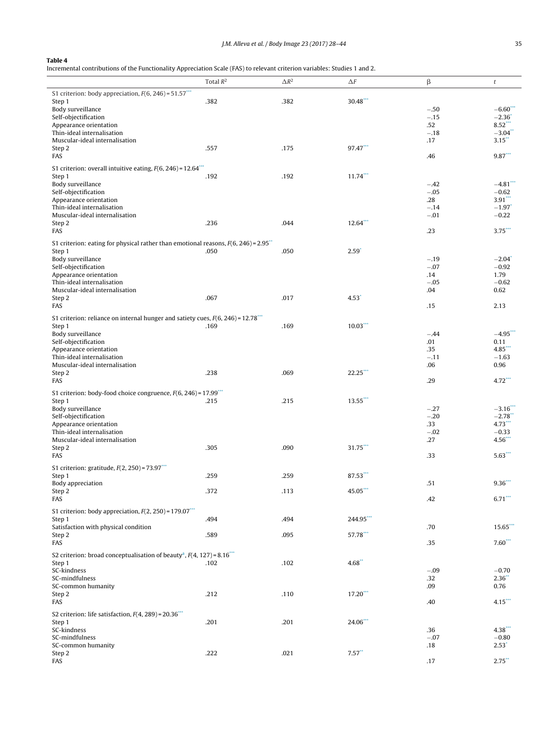**Table 4**
Incremental contributions of the Functionality Appreciation Scale (FAS) to relevant criterion variables: Studies 1 and 2.

| | Total $R^2$ | $\Delta R^2$ | $\Delta F$ | β | $t$ |
|---|---|---|---|---|---|
| S1 criterion: body appreciation, $F(6, 246) = 51.57^{***}$ | | | | | |
| Step 1 | .382 | .382 | $30.48^{***}$ | | |
| Body surveillance | | | | −.50 | $-6.60^{***}$ |
| Self-objectification | | | | −.15 | $-2.36^{*}$ |
| Appearance orientation | | | | .52 | $8.52^{***}$ |
| Thin-ideal internalisation | | | | −.18 | $-3.04^{**}$ |
| Muscular-ideal internalisation | | | | .17 | $3.15^{**}$ |
| Step 2 | .557 | .175 | $97.47^{***}$ | | |
| FAS | | | | .46 | $9.87^{***}$ |
| S1 criterion: overall intuitive eating, $F(6, 246) = 12.64^{***}$ | | | | | |
| Step 1 | .192 | .192 | $11.74^{***}$ | | |
| Body surveillance | | | | −.42 | $-4.81^{***}$ |
| Self-objectification | | | | −.05 | −0.62 |
| Appearance orientation | | | | .28 | $3.91^{***}$ |
| Thin-ideal internalisation | | | | −.14 | $-1.97^{*}$ |
| Muscular-ideal internalisation | | | | −.01 | −0.22 |
| Step 2 | .236 | .044 | $12.64^{***}$ | | |
| FAS | | | | .23 | $3.75^{***}$ |
| S1 criterion: eating for physical rather than emotional reasons, $F(6, 246) = 2.95^{**}$ | | | | | |
| Step 1 | .050 | .050 | $2.59^{*}$ | | |
| Body surveillance | | | | −.19 | $-2.04^{*}$ |
| Self-objectification | | | | −.07 | −0.92 |
| Appearance orientation | | | | .14 | 1.79 |
| Thin-ideal internalisation | | | | −.05 | −0.62 |
| Muscular-ideal internalisation | | | | .04 | 0.62 |
| Step 2 | .067 | .017 | $4.53^{*}$ | | |
| FAS | | | | .15 | 2.13 |
| S1 criterion: reliance on internal hunger and satiety cues, $F(6, 246) = 12.78^{***}$ | | | | | |
| Step 1 | .169 | .169 | $10.03^{***}$ | | |
| Body surveillance | | | | −.44 | $-4.95^{***}$ |
| Self-objectification | | | | .01 | 0.11 |
| Appearance orientation | | | | .35 | $4.85^{***}$ |
| Thin-ideal internalisation | | | | −.11 | −1.63 |
| Muscular-ideal internalisation | | | | .06 | 0.96 |
| Step 2 | .238 | .069 | $22.25^{***}$ | | |
| FAS | | | | .29 | $4.72^{***}$ |
| S1 criterion: body-food choice congruence, $F(6, 246) = 17.99^{***}$ | | | | | |
| Step 1 | .215 | .215 | $13.55^{***}$ | | |
| Body surveillance | | | | −.27 | $-3.16^{***}$ |
| Self-objectification | | | | −.20 | $-2.78^{**}$ |
| Appearance orientation | | | | .33 | $4.73^{***}$ |
| Thin-ideal internalisation | | | | −.02 | −0.33 |
| Muscular-ideal internalisation | | | | .27 | $4.56^{***}$ |
| Step 2 | .305 | .090 | $31.75^{***}$ | | |
| FAS | | | | .33 | $5.63^{***}$ |
| S1 criterion: gratitude, $F(2, 250) = 73.97^{***}$ | | | | | |
| Step 1 | .259 | .259 | $87.53^{***}$ | | |
| Body appreciation | | | | .51 | $9.36^{***}$ |
| Step 2 | .372 | .113 | $45.05^{***}$ | | |
| FAS | | | | .42 | $6.71^{***}$ |
| S1 criterion: body appreciation, $F(2, 250) = 179.07^{***}$ | | | | | |
| Step 1 | .494 | .494 | $244.95^{***}$ | | |
| Satisfaction with physical condition | | | | .70 | $15.65^{***}$ |
| Step 2 | .589 | .095 | $57.78^{***}$ | | |
| FAS | | | | .35 | $7.60^{***}$ |
| S2 criterion: broad conceptualisation of beauty[a], $F(4, 127) = 8.16^{***}$ | | | | | |
| Step 1 | .102 | .102 | $4.68^{**}$ | | |
| SC-kindness | | | | −.09 | −0.70 |
| SC-mindfulness | | | | .32 | $2.36^{**}$ |
| SC-common humanity | | | | .09 | 0.76 |
| Step 2 | .212 | .110 | $17.20^{***}$ | | |
| FAS | | | | .40 | $4.15^{***}$ |
| S2 criterion: life satisfaction, $F(4, 289) = 20.36^{***}$ | | | | | |
| Step 1 | .201 | .201 | $24.06^{***}$ | | |
| SC-kindness | | | | .36 | $4.38^{***}$ |
| SC-mindfulness | | | | −.07 | −0.80 |
| SC-common humanity | | | | .18 | $2.53^{*}$ |
| Step 2 | .222 | .021 | $7.57^{**}$ | | |
| FAS | | | | .17 | $2.75^{**}$ |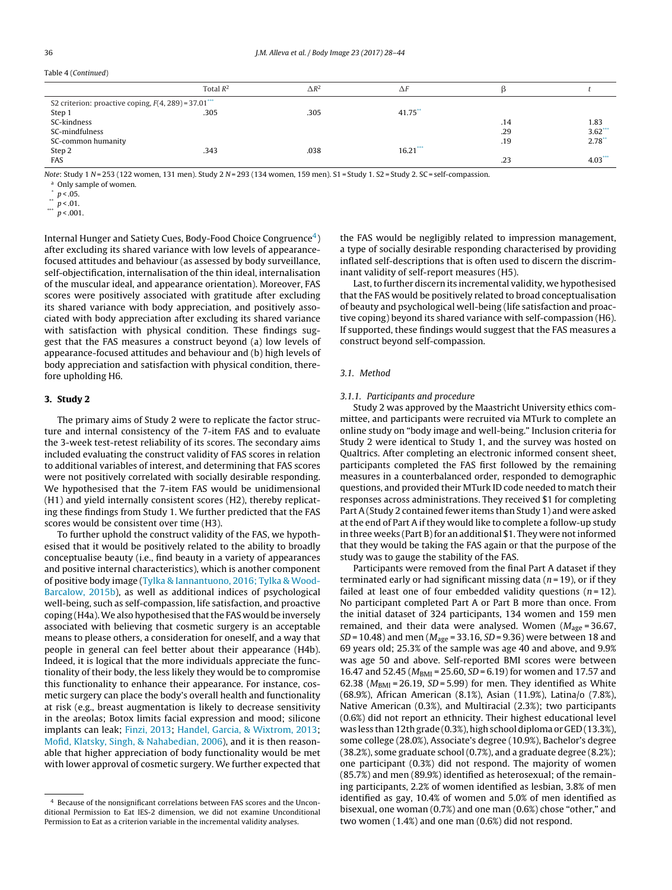Table 4 (*Continued*)

| | Total $R^2$ | $\Delta R^2$ | $\Delta F$ | β | *t* |
|---|---|---|---|---|---|
| S2 criterion: proactive coping, $F(4, 289) = 37.01^{***}$ | | | | | |
| Step 1 | .305 | .305 | 41.75** | | |
| SC-kindness | | | | .14 | 1.83 |
| SC-mindfulness | | | | .29 | 3.62*** |
| SC-common humanity | | | | .19 | 2.78** |
| Step 2 | .343 | .038 | 16.21*** | | |
| FAS | | | | .23 | 4.03*** |

*Note*: Study 1 *N* = 253 (122 women, 131 men). Study 2 *N* = 293 (134 women, 159 men). S1 = Study 1. S2 = Study 2. SC = self-compassion.
[a] Only sample of women.
\* $p < .05$.
\*\* $p < .01$.
\*\*\* $p < .001$.

Internal Hunger and Satiety Cues, Body-Food Choice Congruence[4]) after excluding its shared variance with low levels of appearance-focused attitudes and behaviour (as assessed by body surveillance, self-objectification, internalisation of the thin ideal, internalisation of the muscular ideal, and appearance orientation). Moreover, FAS scores were positively associated with gratitude after excluding its shared variance with body appreciation, and positively associated with body appreciation after excluding its shared variance with satisfaction with physical condition. These findings suggest that the FAS measures a construct beyond (a) low levels of appearance-focused attitudes and behaviour and (b) high levels of body appreciation and satisfaction with physical condition, therefore upholding H6.

## 3. Study 2

The primary aims of Study 2 were to replicate the factor structure and internal consistency of the 7-item FAS and to evaluate the 3-week test-retest reliability of its scores. The secondary aims included evaluating the construct validity of FAS scores in relation to additional variables of interest, and determining that FAS scores were not positively correlated with socially desirable responding. We hypothesised that the 7-item FAS would be unidimensional (H1) and yield internally consistent scores (H2), thereby replicating these findings from Study 1. We further predicted that the FAS scores would be consistent over time (H3).

To further uphold the construct validity of the FAS, we hypothesised that it would be positively related to the ability to broadly conceptualise beauty (i.e., find beauty in a variety of appearances and positive internal characteristics), which is another component of positive body image (Tylka & Iannantuono, 2016; Tylka & Wood-Barcalow, 2015b), as well as additional indices of psychological well-being, such as self-compassion, life satisfaction, and proactive coping (H4a). We also hypothesised that the FAS would be inversely associated with believing that cosmetic surgery is an acceptable means to please others, a consideration for oneself, and a way that people in general can feel better about their appearance (H4b). Indeed, it is logical that the more individuals appreciate the functionality of their body, the less likely they would be to compromise this functionality to enhance their appearance. For instance, cosmetic surgery can place the body's overall health and functionality at risk (e.g., breast augmentation is likely to decrease sensitivity in the areolas; Botox limits facial expression and mood; silicone implants can leak; Finzi, 2013; Handel, Garcia, & Wixtrom, 2013; Mofid, Klatsky, Singh, & Nahabedian, 2006), and it is then reasonable that higher appreciation of body functionality would be met with lower approval of cosmetic surgery. We further expected that the FAS would be negligibly related to impression management, a type of socially desirable responding characterised by providing inflated self-descriptions that is often used to discern the discriminant validity of self-report measures (H5).

Last, to further discern its incremental validity, we hypothesised that the FAS would be positively related to broad conceptualisation of beauty and psychological well-being (life satisfaction and proactive coping) beyond its shared variance with self-compassion (H6). If supported, these findings would suggest that the FAS measures a construct beyond self-compassion.

### 3.1. Method

#### 3.1.1. Participants and procedure

Study 2 was approved by the Maastricht University ethics committee, and participants were recruited via MTurk to complete an online study on "body image and well-being." Inclusion criteria for Study 2 were identical to Study 1, and the survey was hosted on Qualtrics. After completing an electronic informed consent sheet, participants completed the FAS first followed by the remaining measures in a counterbalanced order, responded to demographic questions, and provided their MTurk ID code needed to match their responses across administrations. They received $1 for completing Part A (Study 2 contained fewer items than Study 1) and were asked at the end of Part A if they would like to complete a follow-up study in three weeks (Part B) for an additional $1. They were not informed that they would be taking the FAS again or that the purpose of the study was to gauge the stability of the FAS.

Participants were removed from the final Part A dataset if they terminated early or had significant missing data ($n = 19$), or if they failed at least one of four embedded validity questions ($n = 12$). No participant completed Part A or Part B more than once. From the initial dataset of 324 participants, 134 women and 159 men remained, and their data were analysed. Women ($M_{\text{age}} = 36.67$, $SD = 10.48$) and men ($M_{\text{age}} = 33.16$, $SD = 9.36$) were between 18 and 69 years old; 25.3% of the sample was age 40 and above, and 9.9% was age 50 and above. Self-reported BMI scores were between 16.47 and 52.45 ($M_{\text{BMI}} = 25.60$, $SD = 6.19$) for women and 17.57 and 62.38 ($M_{\text{BMI}} = 26.19$, $SD = 5.99$) for men. They identified as White (68.9%), African American (8.1%), Asian (11.9%), Latina/o (7.8%), Native American (0.3%), and Multiracial (2.3%); two participants (0.6%) did not report an ethnicity. Their highest educational level was less than 12th grade (0.3%), high school diploma or GED (13.3%), some college (28.0%), Associate's degree (10.9%), Bachelor's degree (38.2%), some graduate school (0.7%), and a graduate degree (8.2%); one participant (0.3%) did not respond. The majority of women (85.7%) and men (89.9%) identified as heterosexual; of the remaining participants, 2.2% of women identified as lesbian, 3.8% of men identified as gay, 10.4% of women and 5.0% of men identified as bisexual, one woman (0.7%) and one man (0.6%) chose "other," and two women (1.4%) and one man (0.6%) did not respond.

[4] Because of the nonsignificant correlations between FAS scores and the Unconditional Permission to Eat IES-2 dimension, we did not examine Unconditional Permission to Eat as a criterion variable in the incremental validity analyses.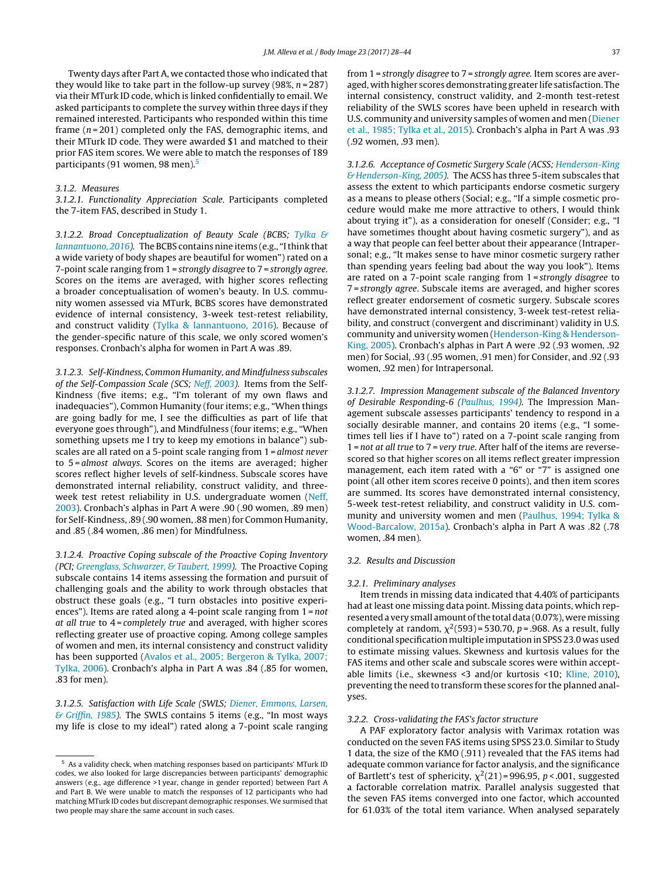Twenty days after Part A, we contacted those who indicated that they would like to take part in the follow-up survey (98%, $n = 287$) via their MTurk ID code, which is linked confidentially to email. We asked participants to complete the survey within three days if they remained interested. Participants who responded within this time frame ($n = 201$) completed only the FAS, demographic items, and their MTurk ID code. They were awarded $1 and matched to their prior FAS item scores. We were able to match the responses of 189 participants (91 women, 98 men).[5]

### 3.1.2. Measures

#### 3.1.2.1. Functionality Appreciation Scale.

Participants completed the 7-item FAS, described in Study 1.

#### 3.1.2.2. Broad Conceptualization of Beauty Scale (BCBS; Tylka & Iannantuono, 2016).

The BCBS contains nine items (e.g., "I think that a wide variety of body shapes are beautiful for women") rated on a 7-point scale ranging from 1 = *strongly disagree* to 7 = *strongly agree*. Scores on the items are averaged, with higher scores reflecting a broader conceptualisation of women's beauty. In U.S. community women assessed via MTurk, BCBS scores have demonstrated evidence of internal consistency, 3-week test-retest reliability, and construct validity (Tylka & Iannantuono, 2016). Because of the gender-specific nature of this scale, we only scored women's responses. Cronbach's alpha for women in Part A was .89.

#### 3.1.2.3. Self-Kindness, Common Humanity, and Mindfulness subscales of the Self-Compassion Scale (SCS; Neff, 2003).

Items from the Self-Kindness (five items; e.g., "I'm tolerant of my own flaws and inadequacies"), Common Humanity (four items; e.g., "When things are going badly for me, I see the difficulties as part of life that everyone goes through"), and Mindfulness (four items; e.g., "When something upsets me I try to keep my emotions in balance") subscales are all rated on a 5-point scale ranging from 1 = *almost never* to 5 = *almost always*. Scores on the items are averaged; higher scores reflect higher levels of self-kindness. Subscale scores have demonstrated internal reliability, construct validity, and three-week test retest reliability in U.S. undergraduate women (Neff, 2003). Cronbach's alphas in Part A were .90 (.90 women, .89 men) for Self-Kindness, .89 (.90 women, .88 men) for Common Humanity, and .85 (.84 women, .86 men) for Mindfulness.

#### 3.1.2.4. Proactive Coping subscale of the Proactive Coping Inventory (PCI; Greenglass, Schwarzer, & Taubert, 1999).

The Proactive Coping subscale contains 14 items assessing the formation and pursuit of challenging goals and the ability to work through obstacles that obstruct these goals (e.g., "I turn obstacles into positive experiences"). Items are rated along a 4-point scale ranging from 1 = *not at all true* to 4 = *completely true* and averaged, with higher scores reflecting greater use of proactive coping. Among college samples of women and men, its internal consistency and construct validity has been supported (Avalos et al., 2005; Bergeron & Tylka, 2007; Tylka, 2006). Cronbach's alpha in Part A was .84 (.85 for women, .83 for men).

#### 3.1.2.5. Satisfaction with Life Scale (SWLS; Diener, Emmons, Larsen, & Griffin, 1985).

The SWLS contains 5 items (e.g., "In most ways my life is close to my ideal") rated along a 7-point scale ranging from 1 = *strongly disagree* to 7 = *strongly agree*. Item scores are averaged, with higher scores demonstrating greater life satisfaction. The internal consistency, construct validity, and 2-month test-retest reliability of the SWLS scores have been upheld in research with U.S. community and university samples of women and men (Diener et al., 1985; Tylka et al., 2015). Cronbach's alpha in Part A was .93 (.92 women, .93 men).

#### 3.1.2.6. Acceptance of Cosmetic Surgery Scale (ACSS; Henderson-King & Henderson-King, 2005).

The ACSS has three 5-item subscales that assess the extent to which participants endorse cosmetic surgery as a means to please others (Social; e.g., "If a simple cosmetic procedure would make me more attractive to others, I would think about trying it"), as a consideration for oneself (Consider; e.g., "I have sometimes thought about having cosmetic surgery"), and as a way that people can feel better about their appearance (Intrapersonal; e.g., "It makes sense to have minor cosmetic surgery rather than spending years feeling bad about the way you look"). Items are rated on a 7-point scale ranging from 1 = *strongly disagree* to 7 = *strongly agree*. Subscale items are averaged, and higher scores reflect greater endorsement of cosmetic surgery. Subscale scores have demonstrated internal consistency, 3-week test-retest reliability, and construct (convergent and discriminant) validity in U.S. community and university women (Henderson-King & Henderson-King, 2005). Cronbach's alphas in Part A were .92 (.93 women, .92 men) for Social, .93 (.95 women, .91 men) for Consider, and .92 (.93 women, .92 men) for Intrapersonal.

#### 3.1.2.7. Impression Management subscale of the Balanced Inventory of Desirable Responding-6 (Paulhus, 1994).

The Impression Management subscale assesses participants' tendency to respond in a socially desirable manner, and contains 20 items (e.g., "I sometimes tell lies if I have to") rated on a 7-point scale ranging from 1 = *not at all true* to 7 = *very true*. After half of the items are reverse-scored so that higher scores on all items reflect greater impression management, each item rated with a "6" or "7" is assigned one point (all other item scores receive 0 points), and then item scores are summed. Its scores have demonstrated internal consistency, 5-week test-retest reliability, and construct validity in U.S. community and university women and men (Paulhus, 1994; Tylka & Wood-Barcalow, 2015a). Cronbach's alpha in Part A was .82 (.78 women, .84 men).

## 3.2. Results and Discussion

### 3.2.1. Preliminary analyses

Item trends in missing data indicated that 4.40% of participants had at least one missing data point. Missing data points, which represented a very small amount of the total data (0.07%), were missing completely at random, $\chi^2(593) = 530.70$, $p = .968$. As a result, fully conditional specification multiple imputation in SPSS 23.0 was used to estimate missing values. Skewness and kurtosis values for the FAS items and other scale and subscale scores were within acceptable limits (i.e., skewness <3 and/or kurtosis <10; Kline, 2010), preventing the need to transform these scores for the planned analyses.

### 3.2.2. Cross-validating the FAS's factor structure

A PAF exploratory factor analysis with Varimax rotation was conducted on the seven FAS items using SPSS 23.0. Similar to Study 1 data, the size of the KMO (.911) revealed that the FAS items had adequate common variance for factor analysis, and the significance of Bartlett's test of sphericity, $\chi^2(21) = 996.95$, $p < .001$, suggested a factorable correlation matrix. Parallel analysis suggested that the seven FAS items converged into one factor, which accounted for 61.03% of the total item variance. When analysed separately

[5] As a validity check, when matching responses based on participants' MTurk ID codes, we also looked for large discrepancies between participants' demographic answers (e.g., age difference >1 year, change in gender reported) between Part A and Part B. We were unable to match the responses of 12 participants who had matching MTurk ID codes but discrepant demographic responses. We surmised that two people may share the same account in such cases.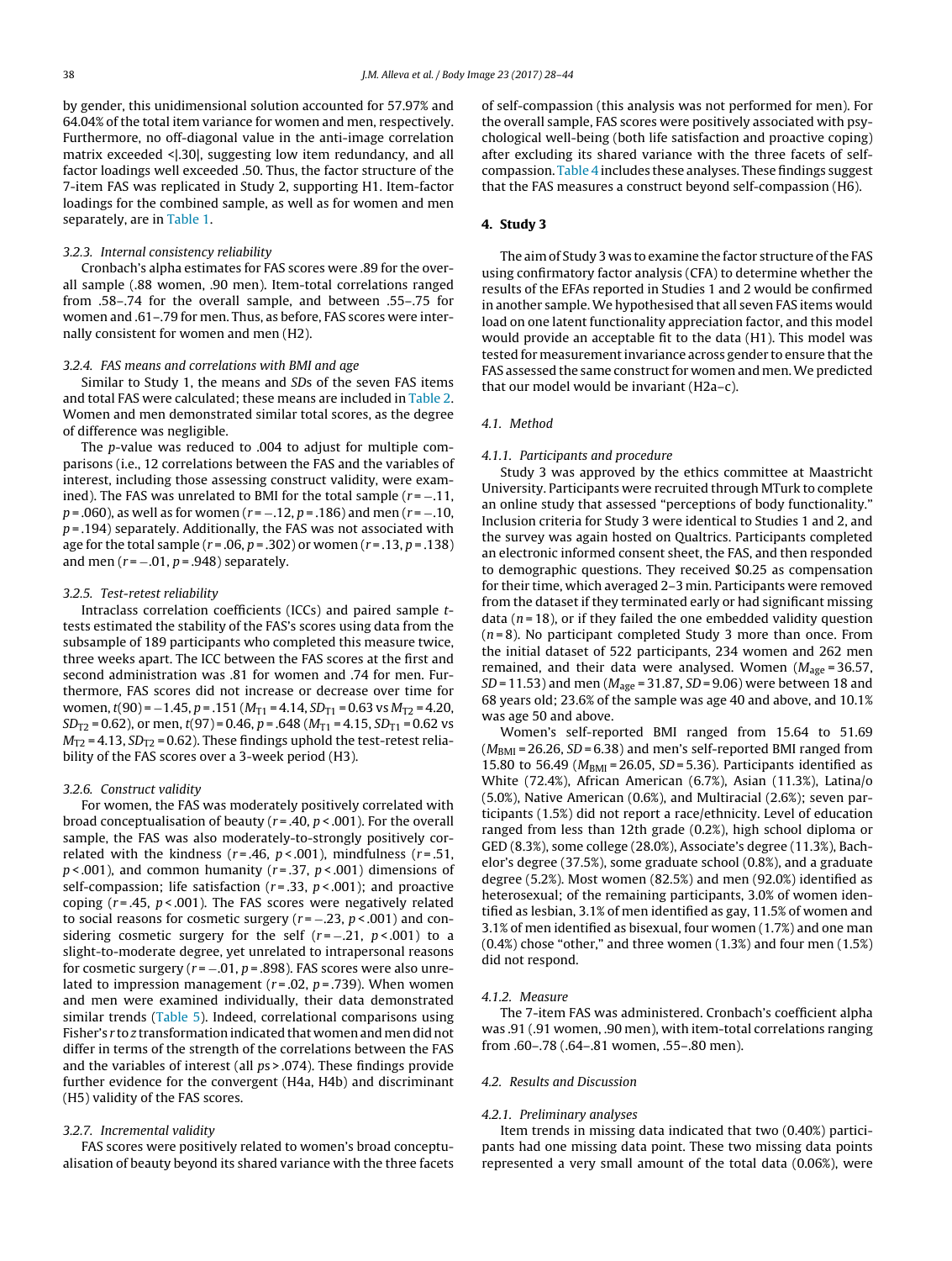by gender, this unidimensional solution accounted for 57.97% and 64.04% of the total item variance for women and men, respectively. Furthermore, no off-diagonal value in the anti-image correlation matrix exceeded <|.30|, suggesting low item redundancy, and all factor loadings well exceeded .50. Thus, the factor structure of the 7-item FAS was replicated in Study 2, supporting H1. Item-factor loadings for the combined sample, as well as for women and men separately, are in Table 1.

#### 3.2.3. Internal consistency reliability

Cronbach's alpha estimates for FAS scores were .89 for the overall sample (.88 women, .90 men). Item-total correlations ranged from .58–.74 for the overall sample, and between .55–.75 for women and .61–.79 for men. Thus, as before, FAS scores were internally consistent for women and men (H2).

#### 3.2.4. FAS means and correlations with BMI and age

Similar to Study 1, the means and *SD*s of the seven FAS items and total FAS were calculated; these means are included in Table 2. Women and men demonstrated similar total scores, as the degree of difference was negligible.

The *p*-value was reduced to .004 to adjust for multiple comparisons (i.e., 12 correlations between the FAS and the variables of interest, including those assessing construct validity, were examined). The FAS was unrelated to BMI for the total sample ($r = -.11$, $p = .060$), as well as for women ($r = -.12$, $p = .186$) and men ($r = -.10$, $p = .194$) separately. Additionally, the FAS was not associated with age for the total sample ($r = .06$, $p = .302$) or women ($r = .13$, $p = .138$) and men ($r = -.01$, $p = .948$) separately.

#### 3.2.5. Test-retest reliability

Intraclass correlation coefficients (ICCs) and paired sample *t*-tests estimated the stability of the FAS's scores using data from the subsample of 189 participants who completed this measure twice, three weeks apart. The ICC between the FAS scores at the first and second administration was .81 for women and .74 for men. Furthermore, FAS scores did not increase or decrease over time for women, $t(90) = -1.45$, $p = .151$ ($M_{T1} = 4.14$, $SD_{T1} = 0.63$ vs $M_{T2} = 4.20$, $SD_{T2} = 0.62$), or men, $t(97) = 0.46$, $p = .648$ ($M_{T1} = 4.15$, $SD_{T1} = 0.62$ vs $M_{T2} = 4.13$, $SD_{T2} = 0.62$). These findings uphold the test-retest reliability of the FAS scores over a 3-week period (H3).

#### 3.2.6. Construct validity

For women, the FAS was moderately positively correlated with broad conceptualisation of beauty ($r = .40$, $p < .001$). For the overall sample, the FAS was also moderately-to-strongly positively correlated with the kindness ($r = .46$, $p < .001$), mindfulness ($r = .51$, $p < .001$), and common humanity ($r = .37$, $p < .001$) dimensions of self-compassion; life satisfaction ($r = .33$, $p < .001$); and proactive coping ($r = .45$, $p < .001$). The FAS scores were negatively related to social reasons for cosmetic surgery ($r = -.23$, $p < .001$) and considering cosmetic surgery for the self ($r = -.21$, $p < .001$) to a slight-to-moderate degree, yet unrelated to intrapersonal reasons for cosmetic surgery ($r = -.01$, $p = .898$). FAS scores were also unrelated to impression management ($r = .02$, $p = .739$). When women and men were examined individually, their data demonstrated similar trends (Table 5). Indeed, correlational comparisons using Fisher's *r* to *z* transformation indicated that women and men did not differ in terms of the strength of the correlations between the FAS and the variables of interest (all $ps > .074$). These findings provide further evidence for the convergent (H4a, H4b) and discriminant (H5) validity of the FAS scores.

#### 3.2.7. Incremental validity

FAS scores were positively related to women's broad conceptualisation of beauty beyond its shared variance with the three facets of self-compassion (this analysis was not performed for men). For the overall sample, FAS scores were positively associated with psychological well-being (both life satisfaction and proactive coping) after excluding its shared variance with the three facets of self-compassion. Table 4 includes these analyses. These findings suggest that the FAS measures a construct beyond self-compassion (H6).

## 4. Study 3

The aim of Study 3 was to examine the factor structure of the FAS using confirmatory factor analysis (CFA) to determine whether the results of the EFAs reported in Studies 1 and 2 would be confirmed in another sample. We hypothesised that all seven FAS items would load on one latent functionality appreciation factor, and this model would provide an acceptable fit to the data (H1). This model was tested for measurement invariance across gender to ensure that the FAS assessed the same construct for women and men. We predicted that our model would be invariant (H2a–c).

### 4.1. Method

#### 4.1.1. Participants and procedure

Study 3 was approved by the ethics committee at Maastricht University. Participants were recruited through MTurk to complete an online study that assessed "perceptions of body functionality." Inclusion criteria for Study 3 were identical to Studies 1 and 2, and the survey was again hosted on Qualtrics. Participants completed an electronic informed consent sheet, the FAS, and then responded to demographic questions. They received $0.25 as compensation for their time, which averaged 2–3 min. Participants were removed from the dataset if they terminated early or had significant missing data ($n = 18$), or if they failed the one embedded validity question ($n = 8$). No participant completed Study 3 more than once. From the initial dataset of 522 participants, 234 women and 262 men remained, and their data were analysed. Women ($M_{age} = 36.57$, $SD = 11.53$) and men ($M_{age} = 31.87$, $SD = 9.06$) were between 18 and 68 years old; 23.6% of the sample was age 40 and above, and 10.1% was age 50 and above.

Women's self-reported BMI ranged from 15.64 to 51.69 ($M_{BMI} = 26.26$, $SD = 6.38$) and men's self-reported BMI ranged from 15.80 to 56.49 ($M_{BMI} = 26.05$, $SD = 5.36$). Participants identified as White (72.4%), African American (6.7%), Asian (11.3%), Latina/o (5.0%), Native American (0.6%), and Multiracial (2.6%); seven participants (1.5%) did not report a race/ethnicity. Level of education ranged from less than 12th grade (0.2%), high school diploma or GED (8.3%), some college (28.0%), Associate's degree (11.3%), Bachelor's degree (37.5%), some graduate school (0.8%), and a graduate degree (5.2%). Most women (82.5%) and men (92.0%) identified as heterosexual; of the remaining participants, 3.0% of women identified as lesbian, 3.1% of men identified as gay, 11.5% of women and 3.1% of men identified as bisexual, four women (1.7%) and one man (0.4%) chose "other," and three women (1.3%) and four men (1.5%) did not respond.

#### 4.1.2. Measure

The 7-item FAS was administered. Cronbach's coefficient alpha was .91 (.91 women, .90 men), with item-total correlations ranging from .60–.78 (.64–.81 women, .55–.80 men).

### 4.2. Results and Discussion

#### 4.2.1. Preliminary analyses

Item trends in missing data indicated that two (0.40%) participants had one missing data point. These two missing data points represented a very small amount of the total data (0.06%), were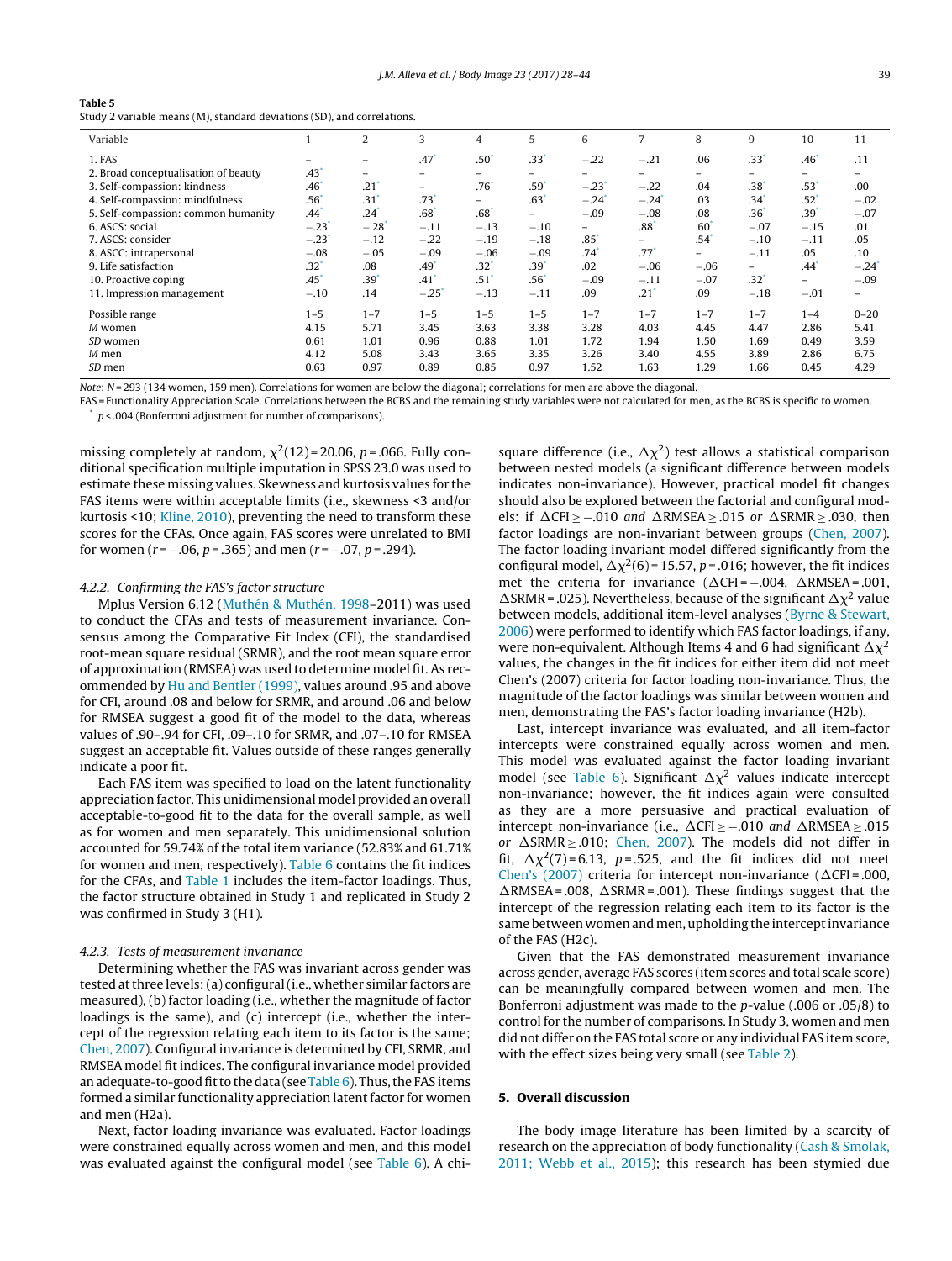**Table 5**
Study 2 variable means (M), standard deviations (SD), and correlations.

| Variable | 1 | 2 | 3 | 4 | 5 | 6 | 7 | 8 | 9 | 10 | 11 |
|---|---|---|---|---|---|---|---|---|---|---|---|
| 1. FAS | – | – | .47* | .50* | .33* | −.22 | −.21 | .06 | .33* | .46* | .11 |
| 2. Broad conceptualisation of beauty | .43* | – | – | – | – | – | – | – | – | – | – |
| 3. Self-compassion: kindness | .46* | .21* | – | .76* | .59* | −.23* | −.22 | .04 | .38* | .53* | .00 |
| 4. Self-compassion: mindfulness | .56* | .31* | .73* | – | .63* | −.24* | −.24* | .03 | .34* | .52* | −.02 |
| 5. Self-compassion: common humanity | .44* | .24* | .68* | .68* | – | −.09 | −.08 | .08 | .36* | .39* | −.07 |
| 6. ASCS: social | −.23* | −.28* | −.11 | −.13 | −.10 | – | .88* | .60* | −.07 | −.15 | .01 |
| 7. ASCS: consider | −.23* | −.12 | −.22 | −.19 | −.18 | .85* | – | .54* | −.10 | −.11 | .05 |
| 8. ASCC: intrapersonal | −.08 | −.05 | −.09 | −.06 | −.09 | .74* | .77* | – | −.11 | .05 | .10 |
| 9. Life satisfaction | .32* | .08 | .49* | .32* | .39* | .02 | −.06 | −.06 | – | .44* | −.24* |
| 10. Proactive coping | .45* | .39* | .41* | .51* | .56* | −.09 | −.11 | −.07 | .32* | – | −.09 |
| 11. Impression management | −.10 | .14 | −.25* | −.13 | −.11 | .09 | .21* | .09 | −.18 | −.01 | – |
| Possible range | 1–5 | 1–7 | 1–5 | 1–5 | 1–5 | 1–7 | 1–7 | 1–7 | 1–7 | 1–4 | 0–20 |
| *M* women | 4.15 | 5.71 | 3.45 | 3.63 | 3.38 | 3.28 | 4.03 | 4.45 | 4.47 | 2.86 | 5.41 |
| *SD* women | 0.61 | 1.01 | 0.96 | 0.88 | 1.01 | 1.72 | 1.94 | 1.50 | 1.69 | 0.49 | 3.59 |
| *M* men | 4.12 | 5.08 | 3.43 | 3.65 | 3.35 | 3.26 | 3.40 | 4.55 | 3.89 | 2.86 | 6.75 |
| *SD* men | 0.63 | 0.97 | 0.89 | 0.85 | 0.97 | 1.52 | 1.63 | 1.29 | 1.66 | 0.45 | 4.29 |

*Note*: $N$ = 293 (134 women, 159 men). Correlations for women are below the diagonal; correlations for men are above the diagonal.
FAS = Functionality Appreciation Scale. Correlations between the BCBS and the remaining study variables were not calculated for men, as the BCBS is specific to women.
\* $p < .004$ (Bonferroni adjustment for number of comparisons).

missing completely at random, $\chi^2(12) = 20.06$, $p = .066$. Fully conditional specification multiple imputation in SPSS 23.0 was used to estimate these missing values. Skewness and kurtosis values for the FAS items were within acceptable limits (i.e., skewness <3 and/or kurtosis <10; Kline, 2010), preventing the need to transform these scores for the CFAs. Once again, FAS scores were unrelated to BMI for women ($r = -.06$, $p = .365$) and men ($r = -.07$, $p = .294$).

#### 4.2.2. Confirming the FAS's factor structure

Mplus Version 6.12 (Muthén & Muthén, 1998–2011) was used to conduct the CFAs and tests of measurement invariance. Consensus among the Comparative Fit Index (CFI), the standardised root-mean square residual (SRMR), and the root mean square error of approximation (RMSEA) was used to determine model fit. As recommended by Hu and Bentler (1999), values around .95 and above for CFI, around .08 and below for SRMR, and around .06 and below for RMSEA suggest a good fit of the model to the data, whereas values of .90–.94 for CFI, .09–.10 for SRMR, and .07–.10 for RMSEA suggest an acceptable fit. Values outside of these ranges generally indicate a poor fit.

Each FAS item was specified to load on the latent functionality appreciation factor. This unidimensional model provided an overall acceptable-to-good fit to the data for the overall sample, as well as for women and men separately. This unidimensional solution accounted for 59.74% of the total item variance (52.83% and 61.71% for women and men, respectively). Table 6 contains the fit indices for the CFAs, and Table 1 includes the item-factor loadings. Thus, the factor structure obtained in Study 1 and replicated in Study 2 was confirmed in Study 3 (H1).

#### 4.2.3. Tests of measurement invariance

Determining whether the FAS was invariant across gender was tested at three levels: (a) configural (i.e., whether similar factors are measured), (b) factor loading (i.e., whether the magnitude of factor loadings is the same), and (c) intercept (i.e., whether the intercept of the regression relating each item to its factor is the same; Chen, 2007). Configural invariance is determined by CFI, SRMR, and RMSEA model fit indices. The configural invariance model provided an adequate-to-good fit to the data (see Table 6). Thus, the FAS items formed a similar functionality appreciation latent factor for women and men (H2a).

Next, factor loading invariance was evaluated. Factor loadings were constrained equally across women and men, and this model was evaluated against the configural model (see Table 6). A chi-square difference (i.e., $\Delta\chi^2$) test allows a statistical comparison between nested models (a significant difference between models indicates non-invariance). However, practical model fit changes should also be explored between the factorial and configural models: if $\Delta\text{CFI} \geq -.010$ *and* $\Delta\text{RMSEA} \geq .015$ *or* $\Delta\text{SRMR} \geq .030$, then factor loadings are non-invariant between groups (Chen, 2007). The factor loading invariant model differed significantly from the configural model, $\Delta\chi^2(6) = 15.57$, $p = .016$; however, the fit indices met the criteria for invariance ($\Delta\text{CFI} = -.004$, $\Delta\text{RMSEA} = .001$, $\Delta\text{SRMR} = .025$). Nevertheless, because of the significant $\Delta\chi^2$ value between models, additional item-level analyses (Byrne & Stewart, 2006) were performed to identify which FAS factor loadings, if any, were non-equivalent. Although Items 4 and 6 had significant $\Delta\chi^2$ values, the changes in the fit indices for either item did not meet Chen's (2007) criteria for factor loading non-invariance. Thus, the magnitude of the factor loadings was similar between women and men, demonstrating the FAS's factor loading invariance (H2b).

Last, intercept invariance was evaluated, and all item-factor intercepts were constrained equally across women and men. This model was evaluated against the factor loading invariant model (see Table 6). Significant $\Delta\chi^2$ values indicate intercept non-invariance; however, the fit indices again were consulted as they are a more persuasive and practical evaluation of intercept non-invariance (i.e., $\Delta\text{CFI} \geq -.010$ *and* $\Delta\text{RMSEA} \geq .015$ *or* $\Delta\text{SRMR} \geq .010$; Chen, 2007). The models did not differ in fit, $\Delta\chi^2(7) = 6.13$, $p = .525$, and the fit indices did not meet Chen's (2007) criteria for intercept non-invariance ($\Delta\text{CFI} = .000$, $\Delta\text{RMSEA} = .008$, $\Delta\text{SRMR} = .001$). These findings suggest that the intercept of the regression relating each item to its factor is the same between women and men, upholding the intercept invariance of the FAS (H2c).

Given that the FAS demonstrated measurement invariance across gender, average FAS scores (item scores and total scale score) can be meaningfully compared between women and men. The Bonferroni adjustment was made to the $p$-value (.006 or .05/8) to control for the number of comparisons. In Study 3, women and men did not differ on the FAS total score or any individual FAS item score, with the effect sizes being very small (see Table 2).

## 5. Overall discussion

The body image literature has been limited by a scarcity of research on the appreciation of body functionality (Cash & Smolak, 2011; Webb et al., 2015); this research has been stymied due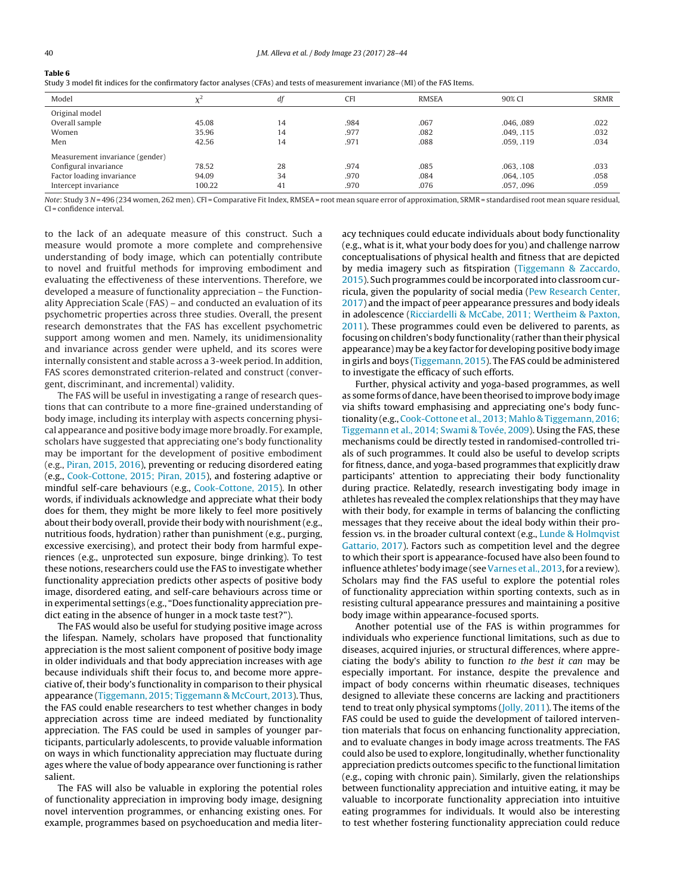**Table 6**
Study 3 model fit indices for the confirmatory factor analyses (CFAs) and tests of measurement invariance (MI) of the FAS Items.

| Model | $\chi^2$ | *df* | CFI | RMSEA | 90% CI | SRMR |
|---|---|---|---|---|---|---|
| Original model | | | | | | |
| Overall sample | 45.08 | 14 | .984 | .067 | .046, .089 | .022 |
| Women | 35.96 | 14 | .977 | .082 | .049, .115 | .032 |
| Men | 42.56 | 14 | .971 | .088 | .059, .119 | .034 |
| Measurement invariance (gender) | | | | | | |
| Configural invariance | 78.52 | 28 | .974 | .085 | .063, .108 | .033 |
| Factor loading invariance | 94.09 | 34 | .970 | .084 | .064, .105 | .058 |
| Intercept invariance | 100.22 | 41 | .970 | .076 | .057, .096 | .059 |

*Note*: Study 3 *N* = 496 (234 women, 262 men). CFI = Comparative Fit Index, RMSEA = root mean square error of approximation, SRMR = standardised root mean square residual, CI = confidence interval.

to the lack of an adequate measure of this construct. Such a measure would promote a more complete and comprehensive understanding of body image, which can potentially contribute to novel and fruitful methods for improving embodiment and evaluating the effectiveness of these interventions. Therefore, we developed a measure of functionality appreciation – the Functionality Appreciation Scale (FAS) – and conducted an evaluation of its psychometric properties across three studies. Overall, the present research demonstrates that the FAS has excellent psychometric support among women and men. Namely, its unidimensionality and invariance across gender were upheld, and its scores were internally consistent and stable across a 3-week period. In addition, FAS scores demonstrated criterion-related and construct (convergent, discriminant, and incremental) validity.

The FAS will be useful in investigating a range of research questions that can contribute to a more fine-grained understanding of body image, including its interplay with aspects concerning physical appearance and positive body image more broadly. For example, scholars have suggested that appreciating one's body functionality may be important for the development of positive embodiment (e.g., Piran, 2015, 2016), preventing or reducing disordered eating (e.g., Cook-Cottone, 2015; Piran, 2015), and fostering adaptive or mindful self-care behaviours (e.g., Cook-Cottone, 2015). In other words, if individuals acknowledge and appreciate what their body does for them, they might be more likely to feel more positively about their body overall, provide their body with nourishment (e.g., nutritious foods, hydration) rather than punishment (e.g., purging, excessive exercising), and protect their body from harmful experiences (e.g., unprotected sun exposure, binge drinking). To test these notions, researchers could use the FAS to investigate whether functionality appreciation predicts other aspects of positive body image, disordered eating, and self-care behaviours across time or in experimental settings (e.g., "Does functionality appreciation predict eating in the absence of hunger in a mock taste test?").

The FAS would also be useful for studying positive image across the lifespan. Namely, scholars have proposed that functionality appreciation is the most salient component of positive body image in older individuals and that body appreciation increases with age because individuals shift their focus to, and become more appreciative of, their body's functionality in comparison to their physical appearance (Tiggemann, 2015; Tiggemann & McCourt, 2013). Thus, the FAS could enable researchers to test whether changes in body appreciation across time are indeed mediated by functionality appreciation. The FAS could be used in samples of younger participants, particularly adolescents, to provide valuable information on ways in which functionality appreciation may fluctuate during ages where the value of body appearance over functioning is rather salient.

The FAS will also be valuable in exploring the potential roles of functionality appreciation in improving body image, designing novel intervention programmes, or enhancing existing ones. For example, programmes based on psychoeducation and media literacy techniques could educate individuals about body functionality (e.g., what is it, what your body does for you) and challenge narrow conceptualisations of physical health and fitness that are depicted by media imagery such as fitspiration (Tiggemann & Zaccardo, 2015). Such programmes could be incorporated into classroom curricula, given the popularity of social media (Pew Research Center, 2017) and the impact of peer appearance pressures and body ideals in adolescence (Ricciardelli & McCabe, 2011; Wertheim & Paxton, 2011). These programmes could even be delivered to parents, as focusing on children's body functionality (rather than their physical appearance) may be a key factor for developing positive body image in girls and boys (Tiggemann, 2015). The FAS could be administered to investigate the efficacy of such efforts.

Further, physical activity and yoga-based programmes, as well as some forms of dance, have been theorised to improve body image via shifts toward emphasising and appreciating one's body functionality (e.g., Cook-Cottone et al., 2013; Mahlo & Tiggemann, 2016; Tiggemann et al., 2014; Swami & Tovée, 2009). Using the FAS, these mechanisms could be directly tested in randomised-controlled trials of such programmes. It could also be useful to develop scripts for fitness, dance, and yoga-based programmes that explicitly draw participants' attention to appreciating their body functionality during practice. Relatedly, research investigating body image in athletes has revealed the complex relationships that they may have with their body, for example in terms of balancing the conflicting messages that they receive about the ideal body within their profession vs. in the broader cultural context (e.g., Lunde & Holmqvist Gattario, 2017). Factors such as competition level and the degree to which their sport is appearance-focused have also been found to influence athletes' body image (see Varnes et al., 2013, for a review). Scholars may find the FAS useful to explore the potential roles of functionality appreciation within sporting contexts, such as in resisting cultural appearance pressures and maintaining a positive body image within appearance-focused sports.

Another potential use of the FAS is within programmes for individuals who experience functional limitations, such as due to diseases, acquired injuries, or structural differences, where appreciating the body's ability to function *to the best it can* may be especially important. For instance, despite the prevalence and impact of body concerns within rheumatic diseases, techniques designed to alleviate these concerns are lacking and practitioners tend to treat only physical symptoms (Jolly, 2011). The items of the FAS could be used to guide the development of tailored intervention materials that focus on enhancing functionality appreciation, and to evaluate changes in body image across treatments. The FAS could also be used to explore, longitudinally, whether functionality appreciation predicts outcomes specific to the functional limitation (e.g., coping with chronic pain). Similarly, given the relationships between functionality appreciation and intuitive eating, it may be valuable to incorporate functionality appreciation into intuitive eating programmes for individuals. It would also be interesting to test whether fostering functionality appreciation could reduce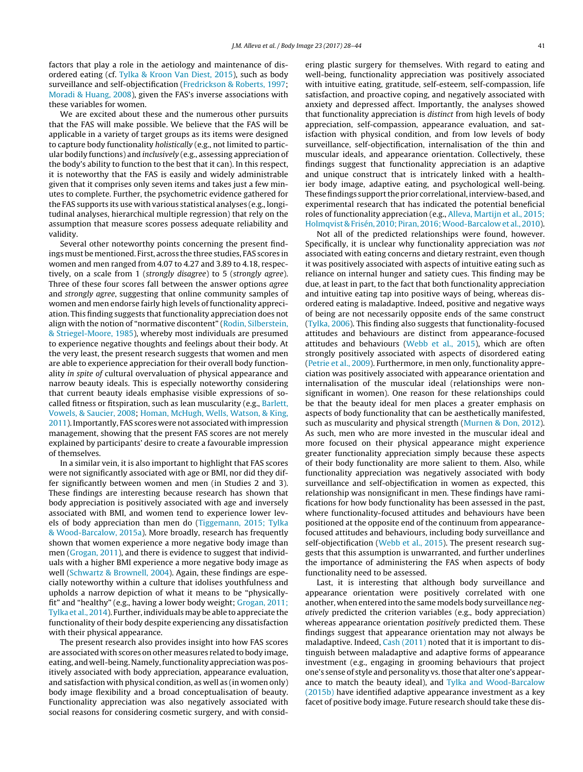factors that play a role in the aetiology and maintenance of disordered eating (cf. Tylka & Kroon Van Diest, 2015), such as body surveillance and self-objectification (Fredrickson & Roberts, 1997; Moradi & Huang, 2008), given the FAS's inverse associations with these variables for women.

We are excited about these and the numerous other pursuits that the FAS will make possible. We believe that the FAS will be applicable in a variety of target groups as its items were designed to capture body functionality *holistically* (e.g., not limited to particular bodily functions) and *inclusively* (e.g., assessing appreciation of the body's ability to function to the best that it can). In this respect, it is noteworthy that the FAS is easily and widely administrable given that it comprises only seven items and takes just a few minutes to complete. Further, the psychometric evidence gathered for the FAS supports its use with various statistical analyses (e.g., longitudinal analyses, hierarchical multiple regression) that rely on the assumption that measure scores possess adequate reliability and validity.

Several other noteworthy points concerning the present findings must be mentioned. First, across the three studies, FAS scores in women and men ranged from 4.07 to 4.27 and 3.89 to 4.18, respectively, on a scale from 1 (*strongly disagree*) to 5 (*strongly agree*). Three of these four scores fall between the answer options *agree* and *strongly agree*, suggesting that online community samples of women and men endorse fairly high levels of functionality appreciation. This finding suggests that functionality appreciation does not align with the notion of "normative discontent" (Rodin, Silberstein, & Striegel-Moore, 1985), whereby most individuals are presumed to experience negative thoughts and feelings about their body. At the very least, the present research suggests that women and men are able to experience appreciation for their overall body functionality *in spite of* cultural overvaluation of physical appearance and narrow beauty ideals. This is especially noteworthy considering that current beauty ideals emphasise visible expressions of so-called fitness or fitspiration, such as lean muscularity (e.g., Barlett, Vowels, & Saucier, 2008; Homan, McHugh, Wells, Watson, & King, 2011). Importantly, FAS scores were not associated with impression management, showing that the present FAS scores are not merely explained by participants' desire to create a favourable impression of themselves.

In a similar vein, it is also important to highlight that FAS scores were not significantly associated with age or BMI, nor did they differ significantly between women and men (in Studies 2 and 3). These findings are interesting because research has shown that body appreciation is positively associated with age and inversely associated with BMI, and women tend to experience lower levels of body appreciation than men do (Tiggemann, 2015; Tylka & Wood-Barcalow, 2015a). More broadly, research has frequently shown that women experience a more negative body image than men (Grogan, 2011), and there is evidence to suggest that individuals with a higher BMI experience a more negative body image as well (Schwartz & Brownell, 2004). Again, these findings are especially noteworthy within a culture that idolises youthfulness and upholds a narrow depiction of what it means to be "physically-fit" and "healthy" (e.g., having a lower body weight; Grogan, 2011; Tylka et al., 2014). Further, individuals may be able to appreciate the functionality of their body despite experiencing any dissatisfaction with their physical appearance.

The present research also provides insight into how FAS scores are associated with scores on other measures related to body image, eating, and well-being. Namely, functionality appreciation was positively associated with body appreciation, appearance evaluation, and satisfaction with physical condition, as well as (in women only) body image flexibility and a broad conceptualisation of beauty. Functionality appreciation was also negatively associated with social reasons for considering cosmetic surgery, and with considering plastic surgery for themselves. With regard to eating and well-being, functionality appreciation was positively associated with intuitive eating, gratitude, self-esteem, self-compassion, life satisfaction, and proactive coping, and negatively associated with anxiety and depressed affect. Importantly, the analyses showed that functionality appreciation is *distinct* from high levels of body appreciation, self-compassion, appearance evaluation, and satisfaction with physical condition, and from low levels of body surveillance, self-objectification, internalisation of the thin and muscular ideals, and appearance orientation. Collectively, these findings suggest that functionality appreciation is an adaptive and unique construct that is intricately linked with a healthier body image, adaptive eating, and psychological well-being. These findings support the prior correlational, interview-based, and experimental research that has indicated the potential beneficial roles of functionality appreciation (e.g., Alleva, Martijn et al., 2015; Holmqvist & Frisén, 2010; Piran, 2016; Wood-Barcalow et al., 2010).

Not all of the predicted relationships were found, however. Specifically, it is unclear why functionality appreciation was *not* associated with eating concerns and dietary restraint, even though it was positively associated with aspects of intuitive eating such as reliance on internal hunger and satiety cues. This finding may be due, at least in part, to the fact that both functionality appreciation and intuitive eating tap into positive ways of being, whereas disordered eating is maladaptive. Indeed, positive and negative ways of being are not necessarily opposite ends of the same construct (Tylka, 2006). This finding also suggests that functionality-focused attitudes and behaviours are distinct from appearance-focused attitudes and behaviours (Webb et al., 2015), which are often strongly positively associated with aspects of disordered eating (Petrie et al., 2009). Furthermore, in men only, functionality appreciation was positively associated with appearance orientation and internalisation of the muscular ideal (relationships were nonsignificant in women). One reason for these relationships could be that the beauty ideal for men places a greater emphasis on aspects of body functionality that can be aesthetically manifested, such as muscularity and physical strength (Murnen & Don, 2012). As such, men who are more invested in the muscular ideal and more focused on their physical appearance might experience greater functionality appreciation simply because these aspects of their body functionality are more salient to them. Also, while functionality appreciation was negatively associated with body surveillance and self-objectification in women as expected, this relationship was nonsignificant in men. These findings have ramifications for how body functionality has been assessed in the past, where functionality-focused attitudes and behaviours have been positioned at the opposite end of the continuum from appearance-focused attitudes and behaviours, including body surveillance and self-objectification (Webb et al., 2015). The present research suggests that this assumption is unwarranted, and further underlines the importance of administering the FAS when aspects of body functionality need to be assessed.

Last, it is interesting that although body surveillance and appearance orientation were positively correlated with one another, when entered into the same models body surveillance *negatively* predicted the criterion variables (e.g., body appreciation) whereas appearance orientation *positively* predicted them. These findings suggest that appearance orientation may not always be maladaptive. Indeed, Cash (2011) noted that it is important to distinguish between maladaptive and adaptive forms of appearance investment (e.g., engaging in grooming behaviours that project one's sense of style and personality vs. those that alter one's appearance to match the beauty ideal), and Tylka and Wood-Barcalow (2015b) have identified adaptive appearance investment as a key facet of positive body image. Future research should take these dis-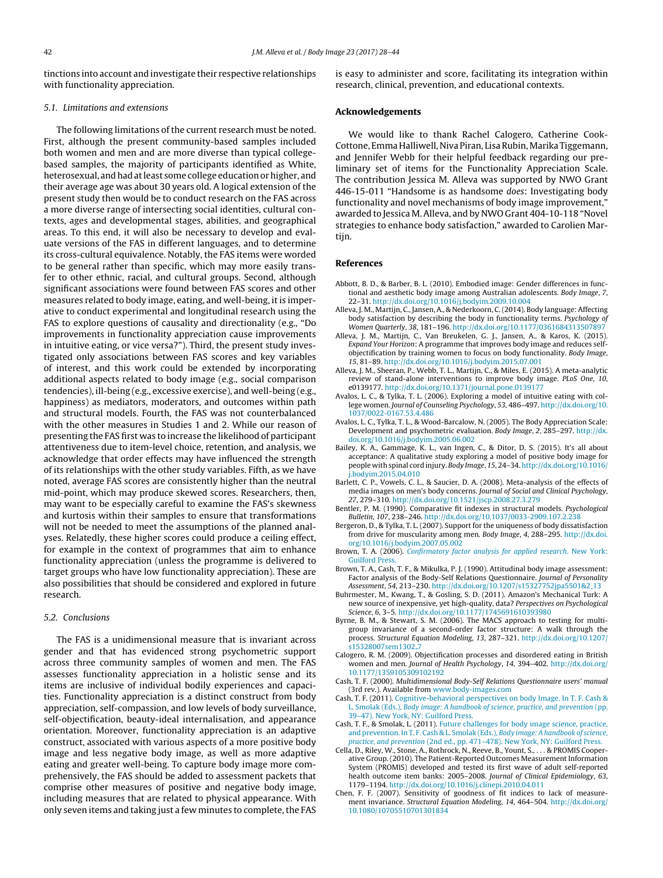tinctions into account and investigate their respective relationships with functionality appreciation.

### 5.1. Limitations and extensions

The following limitations of the current research must be noted. First, although the present community-based samples included both women and men and are more diverse than typical college-based samples, the majority of participants identified as White, heterosexual, and had at least some college education or higher, and their average age was about 30 years old. A logical extension of the present study then would be to conduct research on the FAS across a more diverse range of intersecting social identities, cultural contexts, ages and developmental stages, abilities, and geographical areas. To this end, it will also be necessary to develop and evaluate versions of the FAS in different languages, and to determine its cross-cultural equivalence. Notably, the FAS items were worded to be general rather than specific, which may more easily transfer to other ethnic, racial, and cultural groups. Second, although significant associations were found between FAS scores and other measures related to body image, eating, and well-being, it is imperative to conduct experimental and longitudinal research using the FAS to explore questions of causality and directionality (e.g., "Do improvements in functionality appreciation cause improvements in intuitive eating, or vice versa?"). Third, the present study investigated only associations between FAS scores and key variables of interest, and this work could be extended by incorporating additional aspects related to body image (e.g., social comparison tendencies), ill-being (e.g., excessive exercise), and well-being (e.g., happiness) as mediators, moderators, and outcomes within path and structural models. Fourth, the FAS was not counterbalanced with the other measures in Studies 1 and 2. While our reason of presenting the FAS first was to increase the likelihood of participant attentiveness due to item-level choice, retention, and analysis, we acknowledge that order effects may have influenced the strength of its relationships with the other study variables. Fifth, as we have noted, average FAS scores are consistently higher than the neutral mid-point, which may produce skewed scores. Researchers, then, may want to be especially careful to examine the FAS's skewness and kurtosis within their samples to ensure that transformations will not be needed to meet the assumptions of the planned analyses. Relatedly, these higher scores could produce a ceiling effect, for example in the context of programmes that aim to enhance functionality appreciation (unless the programme is delivered to target groups who have low functionality appreciation). These are also possibilities that should be considered and explored in future research.

### 5.2. Conclusions

The FAS is a unidimensional measure that is invariant across gender and that has evidenced strong psychometric support across three community samples of women and men. The FAS assesses functionality appreciation in a holistic sense and its items are inclusive of individual bodily experiences and capacities. Functionality appreciation is a distinct construct from body appreciation, self-compassion, and low levels of body surveillance, self-objectification, beauty-ideal internalisation, and appearance orientation. Moreover, functionality appreciation is an adaptive construct, associated with various aspects of a more positive body image and less negative body image, as well as more adaptive eating and greater well-being. To capture body image more comprehensively, the FAS should be added to assessment packets that comprise other measures of positive and negative body image, including measures that are related to physical appearance. With only seven items and taking just a few minutes to complete, the FAS is easy to administer and score, facilitating its integration within research, clinical, prevention, and educational contexts.

## Acknowledgements

We would like to thank Rachel Calogero, Catherine Cook-Cottone, Emma Halliwell, Niva Piran, Lisa Rubin, Marika Tiggemann, and Jennifer Webb for their helpful feedback regarding our preliminary set of items for the Functionality Appreciation Scale. The contribution Jessica M. Alleva was supported by NWO Grant 446-15-011 "Handsome is as handsome *does*: Investigating body functionality and novel mechanisms of body image improvement," awarded to Jessica M. Alleva, and by NWO Grant 404-10-118 "Novel strategies to enhance body satisfaction," awarded to Carolien Martijn.

## References

Abbott, B. D., & Barber, B. L. (2010). Embodied image: Gender differences in functional and aesthetic body image among Australian adolescents. *Body Image*, *7*, 22–31. http://dx.doi.org/10.1016/j.bodyim.2009.10.004

Alleva, J. M., Martijn, C., Jansen, A., & Nederkoorn, C. (2014). Body language: Affecting body satisfaction by describing the body in functionality terms. *Psychology of Women Quarterly*, *38*, 181–196. http://dx.doi.org/10.1177/0361684313507897

Alleva, J. M., Martijn, C., Van Breukelen, G. J., Jansen, A., & Karos, K. (2015). *Expand Your Horizon*: A programme that improves body image and reduces self-objectification by training women to focus on body functionality. *Body Image*, *15*, 81–89. http://dx.doi.org/10.1016/j.bodyim.2015.07.001

Alleva, J. M., Sheeran, P., Webb, T. L., Martijn, C., & Miles, E. (2015). A meta-analytic review of stand-alone interventions to improve body image. *PLoS One*, *10*, e0139177. http://dx.doi.org/10.1371/journal.pone.0139177

Avalos, L. C., & Tylka, T. L. (2006). Exploring a model of intuitive eating with college women. *Journal of Counseling Psychology*, *53*, 486–497. http://dx.doi.org/10.1037/0022-0167.53.4.486

Avalos, L. C., Tylka, T. L., & Wood-Barcalow, N. (2005). The Body Appreciation Scale: Development and psychometric evaluation. *Body Image*, *2*, 285–297. http://dx.doi.org/10.1016/j.bodyim.2005.06.002

Bailey, K. A., Gammage, K. L., van Ingen, C., & Ditor, D. S. (2015). It's all about acceptance: A qualitative study exploring a model of positive body image for people with spinal cord injury. *Body Image*, *15*, 24–34. http://dx.doi.org/10.1016/j.bodyim.2015.04.010

Barlett, C. P., Vowels, C. L., & Saucier, D. A. (2008). Meta-analysis of the effects of media images on men's body concerns. *Journal of Social and Clinical Psychology*, *27*, 279–310. http://dx.doi.org/10.1521/jscp.2008.27.3.279

Bentler, P. M. (1990). Comparative fit indexes in structural models. *Psychological Bulletin*, *107*, 238–246. http://dx.doi.org/10.1037/0033-2909.107.2.238

Bergeron, D., & Tylka, T. L. (2007). Support for the uniqueness of body dissatisfaction from drive for muscularity among men. *Body Image*, *4*, 288–295. http://dx.doi.org/10.1016/j.bodyim.2007.05.002

Brown, T. A. (2006). *Confirmatory factor analysis for applied research*. New York: Guilford Press.

Brown, T. A., Cash, T. F., & Mikulka, P. J. (1990). Attitudinal body image assessment: Factor analysis of the Body-Self Relations Questionnaire. *Journal of Personality Assessment*, *54*, 213–230. http://dx.doi.org/10.1207/s15327752jpa5501&2_13

Buhrmester, M., Kwang, T., & Gosling, S. D. (2011). Amazon's Mechanical Turk: A new source of inexpensive, yet high-quality, data? *Perspectives on Psychological Science*, *6*, 3–5. http://dx.doi.org/10.1177/1745691610393980

Byrne, B. M., & Stewart, S. M. (2006). The MACS approach to testing for multigroup invariance of a second-order factor structure: A walk through the process. *Structural Equation Modeling*, *13*, 287–321. http://dx.doi.org/10.1207/s15328007sem1302_7

Calogero, R. M. (2009). Objectification processes and disordered eating in British women and men. *Journal of Health Psychology*, *14*, 394–402. http://dx.doi.org/10.1177/1359105309102192

Cash, T. F. (2000). *Multidimensional Body-Self Relations Questionnaire users' manual* (3rd rev.). Available from www.body-images.com

Cash, T. F. (2011). Cognitive-behavioral perspectives on body Image. In T. F. Cash & L. Smolak (Eds.), *Body image: A handbook of science, practice, and prevention* (pp. 39–47). New York, NY: Guilford Press.

Cash, T. F., & Smolak, L. (2011). Future challenges for body image science, practice, and prevention. In T. F. Cash & L. Smolak (Eds.), *Body image: A handbook of science, practice, and prevention* (2nd ed., pp. 471–478). New York, NY: Guilford Press.

Cella, D., Riley, W., Stone, A., Rothrock, N., Reeve, B., Yount, S., . . . & PROMIS Cooperative Group. (2010). The Patient-Reported Outcomes Measurement Information System (PROMIS) developed and tested its first wave of adult self-reported health outcome item banks: 2005–2008. *Journal of Clinical Epidemiology*, *63*, 1179–1194. http://dx.doi.org/10.1016/j.clinepi.2010.04.011

Chen, F. F. (2007). Sensitivity of goodness of fit indices to lack of measurement invariance. *Structural Equation Modeling*, *14*, 464–504. http://dx.doi.org/10.1080/10705510701301834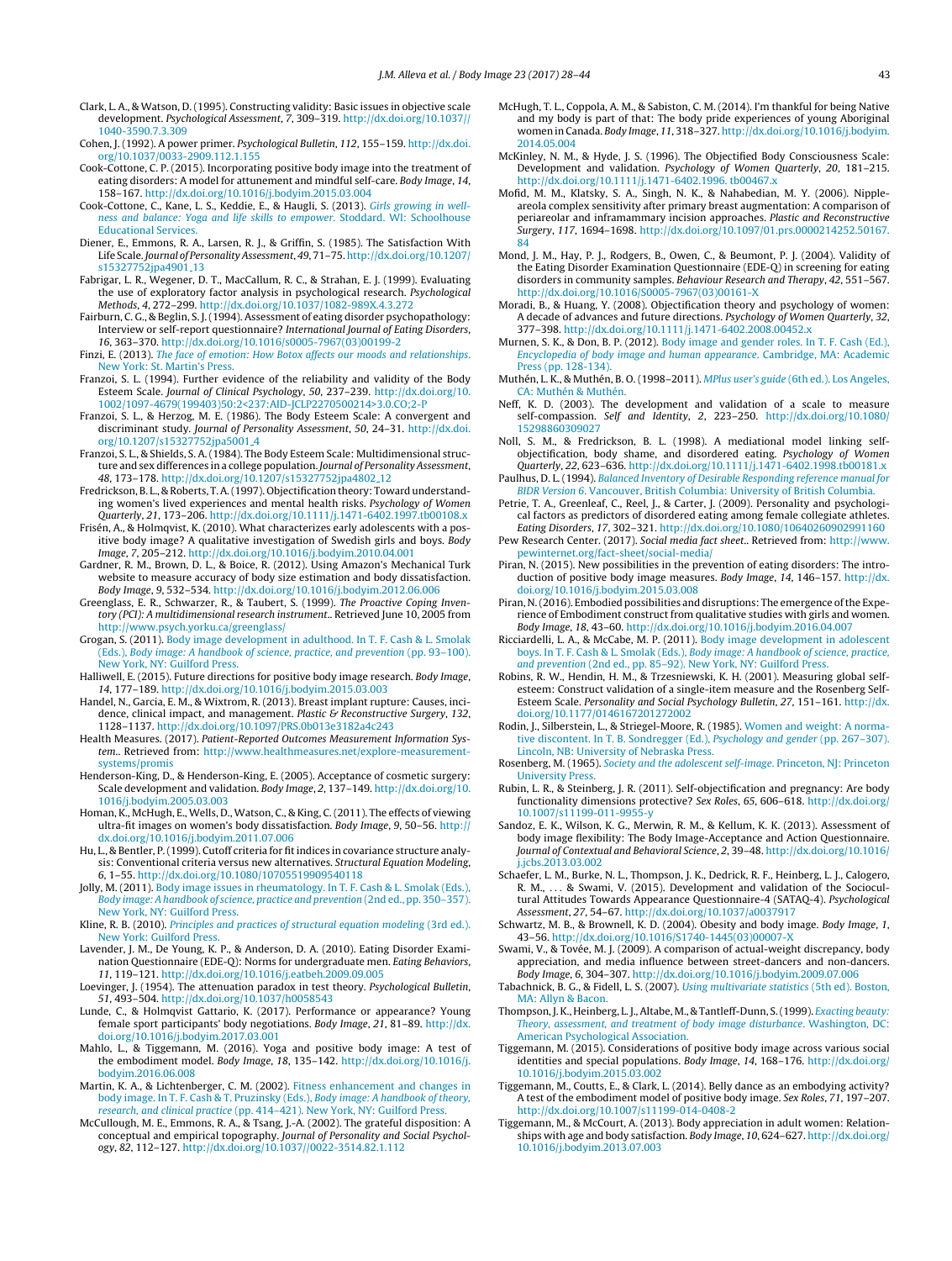Clark, L. A., & Watson, D. (1995). Constructing validity: Basic issues in objective scale development. *Psychological Assessment*, *7*, 309–319. http://dx.doi.org/10.1037//1040-3590.7.3.309

Cohen, J. (1992). A power primer. *Psychological Bulletin*, *112*, 155–159. http://dx.doi.org/10.1037/0033-2909.112.1.155

Cook-Cottone, C. P. (2015). Incorporating positive body image into the treatment of eating disorders: A model for attunement and mindful self-care. *Body Image*, *14*, 158–167. http://dx.doi.org/10.1016/j.bodyim.2015.03.004

Cook-Cottone, C., Kane, L. S., Keddie, E., & Haugli, S. (2013). *Girls growing in wellness and balance: Yoga and life skills to empower*. Stoddard, WI: Schoolhouse Educational Services.

Diener, E., Emmons, R. A., Larsen, R. J., & Griffin, S. (1985). The Satisfaction With Life Scale. *Journal of Personality Assessment*, *49*, 71–75. http://dx.doi.org/10.1207/s15327752jpa4901_13

Fabrigar, L. R., Wegener, D. T., MacCallum, R. C., & Strahan, E. J. (1999). Evaluating the use of exploratory factor analysis in psychological research. *Psychological Methods*, *4*, 272–299. http://dx.doi.org/10.1037/1082-989X.4.3.272

Fairburn, C. G., & Beglin, S. J. (1994). Assessment of eating disorder psychopathology: Interview or self-report questionnaire? *International Journal of Eating Disorders*, *16*, 363–370. http://dx.doi.org/10.1016/s0005-7967(03)00199-2

Finzi, E. (2013). *The face of emotion: How Botox affects our moods and relationships*. New York: St. Martin's Press.

Franzoi, S. L. (1994). Further evidence of the reliability and validity of the Body Esteem Scale. *Journal of Clinical Psychology*, *50*, 237–239. http://dx.doi.org/10.1002/1097-4679(199403)50:2<237:AID-JCLP2270500214>3.0.CO;2-P

Franzoi, S. L., & Herzog, M. E. (1986). The Body Esteem Scale: A convergent and discriminant study. *Journal of Personality Assessment*, *50*, 24–31. http://dx.doi.org/10.1207/s15327752jpa5001_4

Franzoi, S. L., & Shields, S. A. (1984). The Body Esteem Scale: Multidimensional structure and sex differences in a college population. *Journal of Personality Assessment*, *48*, 173–178. http://dx.doi.org/10.1207/s15327752jpa4802_12

Fredrickson, B. L., & Roberts, T. A. (1997). Objectification theory: Toward understanding women's lived experiences and mental health risks. *Psychology of Women Quarterly*, *21*, 173–206. http://dx.doi.org/10.1111/j.1471-6402.1997.tb00108.x

Frisén, A., & Holmqvist, K. (2010). What characterizes early adolescents with a positive body image? A qualitative investigation of Swedish girls and boys. *Body Image*, *7*, 205–212. http://dx.doi.org/10.1016/j.bodyim.2010.04.001

Gardner, R. M., Brown, D. L., & Boice, R. (2012). Using Amazon's Mechanical Turk website to measure accuracy of body size estimation and body dissatisfaction. *Body Image*, *9*, 532–534. http://dx.doi.org/10.1016/j.bodyim.2012.06.006

Greenglass, E. R., Schwarzer, R., & Taubert, S. (1999). *The Proactive Coping Inventory (PCI): A multidimensional research instrument*.. Retrieved June 10, 2005 from http://www.psych.yorku.ca/greenglass/

Grogan, S. (2011). Body image development in adulthood. In T. F. Cash & L. Smolak (Eds.), *Body image: A handbook of science, practice, and prevention* (pp. 93–100). New York, NY: Guilford Press.

Halliwell, E. (2015). Future directions for positive body image research. *Body Image*, *14*, 177–189. http://dx.doi.org/10.1016/j.bodyim.2015.03.003

Handel, N., Garcia, E. M., & Wixtrom, R. (2013). Breast implant rupture: Causes, incidence, clinical impact, and management. *Plastic & Reconstructive Surgery*, *132*, 1128–1137. http://dx.doi.org/10.1097/PRS.0b013e3182a4c243

Health Measures. (2017). *Patient-Reported Outcomes Measurement Information System*.. Retrieved from: http://www.healthmeasures.net/explore-measurement-systems/promis

Henderson-King, D., & Henderson-King, E. (2005). Acceptance of cosmetic surgery: Scale development and validation. *Body Image*, *2*, 137–149. http://dx.doi.org/10.1016/j.bodyim.2005.03.003

Homan, K., McHugh, E., Wells, D., Watson, C., & King, C. (2011). The effects of viewing ultra-fit images on women's body dissatisfaction. *Body Image*, *9*, 50–56. http://dx.doi.org/10.1016/j.bodyim.2011.07.006

Hu, L., & Bentler, P. (1999). Cutoff criteria for fit indices in covariance structure analysis: Conventional criteria versus new alternatives. *Structural Equation Modeling*, *6*, 1–55. http://dx.doi.org/10.1080/10705519909540118

Jolly, M. (2011). Body image issues in rheumatology. In T. F. Cash & L. Smolak (Eds.), *Body image: A handbook of science, practice and prevention* (2nd ed., pp. 350–357). New York, NY: Guilford Press.

Kline, R. B. (2010). *Principles and practices of structural equation modeling* (3rd ed.). New York: Guilford Press.

Lavender, J. M., De Young, K. P., & Anderson, D. A. (2010). Eating Disorder Examination Questionnaire (EDE-Q): Norms for undergraduate men. *Eating Behaviors*, *11*, 119–121. http://dx.doi.org/10.1016/j.eatbeh.2009.09.005

Loevinger, J. (1954). The attenuation paradox in test theory. *Psychological Bulletin*, *51*, 493–504. http://dx.doi.org/10.1037/h0058543

Lunde, C., & Holmqvist Gattario, K. (2017). Performance or appearance? Young female sport participants' body negotiations. *Body Image*, *21*, 81–89. http://dx.doi.org/10.1016/j.bodyim.2017.03.001

Mahlo, L., & Tiggemann, M. (2016). Yoga and positive body image: A test of the embodiment model. *Body Image*, *18*, 135–142. http://dx.doi.org/10.1016/j.bodyim.2016.06.008

Martin, K. A., & Lichtenberger, C. M. (2002). Fitness enhancement and changes in body image. In T. F. Cash & T. Pruzinsky (Eds.), *Body image: A handbook of theory, research, and clinical practice* (pp. 414–421). New York, NY: Guilford Press.

McCullough, M. E., Emmons, R. A., & Tsang, J.-A. (2002). The grateful disposition: A conceptual and empirical topography. *Journal of Personality and Social Psychology*, *82*, 112–127. http://dx.doi.org/10.1037//0022-3514.82.1.112

McHugh, T. L., Coppola, A. M., & Sabiston, C. M. (2014). I'm thankful for being Native and my body is part of that: The body pride experiences of young Aboriginal women in Canada. *Body Image*, *11*, 318–327. http://dx.doi.org/10.1016/j.bodyim.2014.05.004

McKinley, N. M., & Hyde, J. S. (1996). The Objectified Body Consciousness Scale: Development and validation. *Psychology of Women Quarterly*, *20*, 181–215. http://dx.doi.org/10.1111/j.1471-6402.1996. tb00467.x

Mofid, M. M., Klatsky, S. A., Singh, N. K., & Nahabedian, M. Y. (2006). Nipple-areola complex sensitivity after primary breast augmentation: A comparison of periareolar and inframammary incision approaches. *Plastic and Reconstructive Surgery*, *117*, 1694–1698. http://dx.doi.org/10.1097/01.prs.0000214252.50167.84

Mond, J. M., Hay, P. J., Rodgers, B., Owen, C., & Beumont, P. J. (2004). Validity of the Eating Disorder Examination Questionnaire (EDE-Q) in screening for eating disorders in community samples. *Behaviour Research and Therapy*, *42*, 551–567. http://dx.doi.org/10.1016/S0005-7967(03)00161-X

Moradi, B., & Huang, Y. (2008). Objectification theory and psychology of women: A decade of advances and future directions. *Psychology of Women Quarterly*, *32*, 377–398. http://dx.doi.org/10.1111/j.1471-6402.2008.00452.x

Murnen, S. K., & Don, B. P. (2012). Body image and gender roles. In T. F. Cash (Ed.), *Encyclopedia of body image and human appearance*. Cambridge, MA: Academic Press (pp. 128–134).

Muthén, L. K., & Muthén, B. O. (1998–2011). *MPlus user's guide* (6th ed.). Los Angeles, CA: Muthén & Muthén.

Neff, K. D. (2003). The development and validation of a scale to measure self-compassion. *Self and Identity*, *2*, 223–250. http://dx.doi.org/10.1080/15298860309027

Noll, S. M., & Fredrickson, B. L. (1998). A mediational model linking self-objectification, body shame, and disordered eating. *Psychology of Women Quarterly*, *22*, 623–636. http://dx.doi.org/10.1111/j.1471-6402.1998.tb00181.x

Paulhus, D. L. (1994). *Balanced Inventory of Desirable Responding reference manual for BIDR Version 6*. Vancouver, British Columbia: University of British Columbia.

Petrie, T. A., Greenleaf, C., Reel, J., & Carter, J. (2009). Personality and psychological factors as predictors of disordered eating among female collegiate athletes. *Eating Disorders*, *17*, 302–321. http://dx.doi.org/10.1080/10640260902991160

Pew Research Center. (2017). *Social media fact sheet*.. Retrieved from: http://www.pewinternet.org/fact-sheet/social-media/

Piran, N. (2015). New possibilities in the prevention of eating disorders: The introduction of positive body image measures. *Body Image*, *14*, 146–157. http://dx.doi.org/10.1016/j.bodyim.2015.03.008

Piran, N. (2016). Embodied possibilities and disruptions: The emergence of the Experience of Embodiment construct from qualitative studies with girls and women. *Body Image*, *18*, 43–60. http://dx.doi.org/10.1016/j.bodyim.2016.04.007

Ricciardelli, L. A., & McCabe, M. P. (2011). Body image development in adolescent boys. In T. F. Cash & L. Smolak (Eds.), *Body image: A handbook of science, practice, and prevention* (2nd ed., pp. 85–92). New York, NY: Guilford Press.

Robins, R. W., Hendin, H. M., & Trzesniewski, K. H. (2001). Measuring global self-esteem: Construct validation of a single-item measure and the Rosenberg Self-Esteem Scale. *Personality and Social Psychology Bulletin*, *27*, 151–161. http://dx.doi.org/10.1177/0146167201272002

Rodin, J., Silberstein, L., & Striegel-Moore, R. (1985). Women and weight: A normative discontent. In T. B. Sondregger (Ed.), *Psychology and gender* (pp. 267–307). Lincoln, NB: University of Nebraska Press.

Rosenberg, M. (1965). *Society and the adolescent self-image*. Princeton, NJ: Princeton University Press.

Rubin, L. R., & Steinberg, J. R. (2011). Self-objectification and pregnancy: Are body functionality dimensions protective? *Sex Roles*, *65*, 606–618. http://dx.doi.org/10.1007/s11199-011-9955-y

Sandoz, E. K., Wilson, K. G., Merwin, R. M., & Kellum, K. K. (2013). Assessment of body image flexibility: The Body Image-Acceptance and Action Questionnaire. *Journal of Contextual and Behavioral Science*, *2*, 39–48. http://dx.doi.org/10.1016/j.jcbs.2013.03.002

Schaefer, L. M., Burke, N. L., Thompson, J. K., Dedrick, R. F., Heinberg, L. J., Calogero, R. M., . . . & Swami, V. (2015). Development and validation of the Sociocultural Attitudes Towards Appearance Questionnaire-4 (SATAQ-4). *Psychological Assessment*, *27*, 54–67. http://dx.doi.org/10.1037/a0037917

Schwartz, M. B., & Brownell, K. D. (2004). Obesity and body image. *Body Image*, *1*, 43–56. http://dx.doi.org/10.1016/S1740-1445(03)00007-X

Swami, V., & Tovée, M. J. (2009). A comparison of actual-weight discrepancy, body appreciation, and media influence between street-dancers and non-dancers. *Body Image*, *6*, 304–307. http://dx.doi.org/10.1016/j.bodyim.2009.07.006

Tabachnick, B. G., & Fidell, L. S. (2007). *Using multivariate statistics* (5th ed.). Boston, MA: Allyn & Bacon.

Thompson, J. K., Heinberg, L. J., Altabe, M., & Tantleff-Dunn, S. (1999). *Exacting beauty: Theory, assessment, and treatment of body image disturbance*. Washington, DC: American Psychological Association.

Tiggemann, M. (2015). Considerations of positive body image across various social identities and special populations. *Body Image*, *14*, 168–176. http://dx.doi.org/10.1016/j.bodyim.2015.03.002

Tiggemann, M., Coutts, E., & Clark, L. (2014). Belly dance as an embodying activity? A test of the embodiment model of positive body image. *Sex Roles*, *71*, 197–207. http://dx.doi.org/10.1007/s11199-014-0408-2

Tiggemann, M., & McCourt, A. (2013). Body appreciation in adult women: Relationships with age and body satisfaction. *Body Image*, *10*, 624–627. http://dx.doi.org/10.1016/j.bodyim.2013.07.003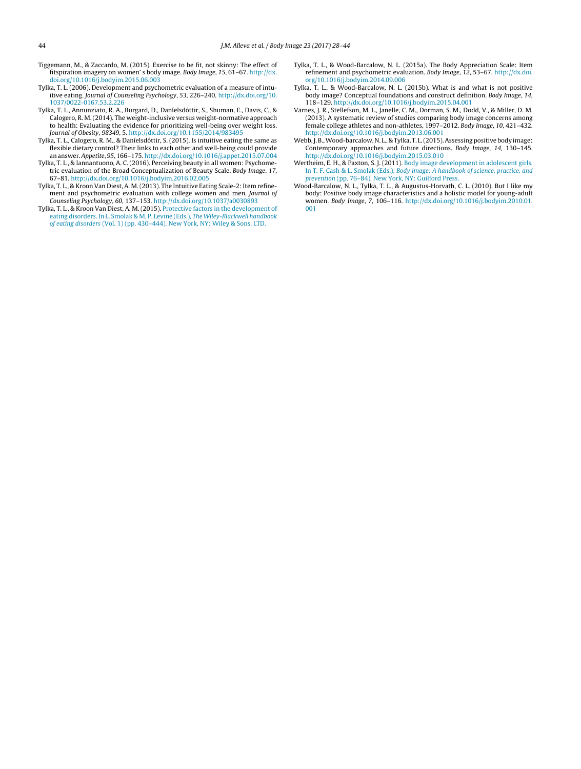Tiggemann, M., & Zaccardo, M. (2015). Exercise to be fit, not skinny: The effect of fitspiration imagery on women' s body image. *Body Image*, *15*, 61–67. http://dx.doi.org/10.1016/j.bodyim.2015.06.003

Tylka, T. L. (2006). Development and psychometric evaluation of a measure of intuitive eating. *Journal of Counseling Psychology*, *53*, 226–240. http://dx.doi.org/10.1037/0022-0167.53.2.226

Tylka, T. L., Annunziato, R. A., Burgard, D., Daníelsdóttir, S., Shuman, E., Davis, C., & Calogero, R. M. (2014). The weight-inclusive versus weight-normative approach to health: Evaluating the evidence for prioritizing well-being over weight loss. *Journal of Obesity*, *98349*, 5. http://dx.doi.org/10.1155/2014/983495

Tylka, T. L., Calogero, R. M., & Daníelsdóttir, S. (2015). Is intuitive eating the same as flexible dietary control? Their links to each other and well-being could provide an answer. *Appetite*, *95*, 166–175. http://dx.doi.org/10.1016/j.appet.2015.07.004

Tylka, T. L., & Iannantuono, A. C. (2016). Perceiving beauty in all women: Psychometric evaluation of the Broad Conceptualization of Beauty Scale. *Body Image*, *17*, 67–81. http://dx.doi.org/10.1016/j.bodyim.2016.02.005

Tylka, T. L., & Kroon Van Diest, A. M. (2013). The Intuitive Eating Scale-2: Item refinement and psychometric evaluation with college women and men. *Journal of Counseling Psychology*, *60*, 137–153. http://dx.doi.org/10.1037/a0030893

Tylka, T. L., & Kroon Van Diest, A. M. (2015). Protective factors in the development of eating disorders. In L. Smolak & M. P. Levine (Eds.), *The Wiley-Blackwell handbook of eating disorders* (Vol. 1) (pp. 430–444). New York, NY: Wiley & Sons, LTD.

Tylka, T. L., & Wood-Barcalow, N. L. (2015a). The Body Appreciation Scale: Item refinement and psychometric evaluation. *Body Image*, *12*, 53–67. http://dx.doi.org/10.1016/j.bodyim.2014.09.006

Tylka, T. L., & Wood-Barcalow, N. L. (2015b). What is and what is not positive body image? Conceptual foundations and construct definition. *Body Image*, *14*, 118–129. http://dx.doi.org/10.1016/j.bodyim.2015.04.001

Varnes, J. R., Stellefson, M. L., Janelle, C. M., Dorman, S. M., Dodd, V., & Miller, D. M. (2013). A systematic review of studies comparing body image concerns among female college athletes and non-athletes, 1997–2012. *Body Image*, *10*, 421–432. http://dx.doi.org/10.1016/j.bodyim.2013.06.001

Webb, J. B., Wood-barcalow, N. L., & Tylka, T. L. (2015). Assessing positive body image: Contemporary approaches and future directions. *Body Image*, *14*, 130–145. http://dx.doi.org/10.1016/j.bodyim.2015.03.010

Wertheim, E. H., & Paxton, S. J. (2011). Body image development in adolescent girls. In T. F. Cash & L. Smolak (Eds.), *Body image: A handbook of science, practice, and prevention* (pp. 76–84). New York, NY: Guilford Press.

Wood-Barcalow, N. L., Tylka, T. L., & Augustus-Horvath, C. L. (2010). But I like my body: Positive body image characteristics and a holistic model for young-adult women. *Body Image*, *7*, 106–116. http://dx.doi.org/10.1016/j.bodyim.2010.01.001